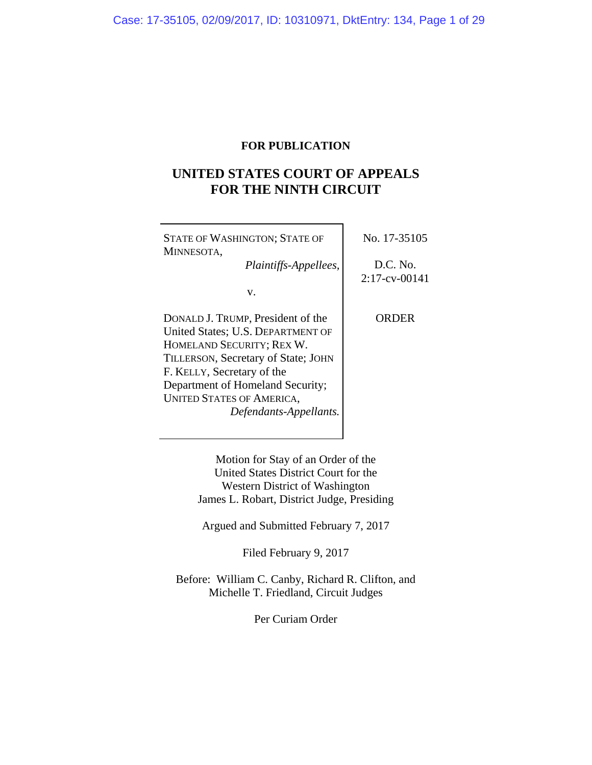**FOR PUBLICATION**

# UNITED STATES COURT OF APPEALS FOR THE NINTH CIRCUIT

| | |
|---|---|
| STATE OF WASHINGTON; STATE OF MINNESOTA, *Plaintiffs-Appellees,* v. DONALD J. TRUMP, President of the United States; U.S. DEPARTMENT OF HOMELAND SECURITY; REX W. TILLERSON, Secretary of State; JOHN F. KELLY, Secretary of the Department of Homeland Security; UNITED STATES OF AMERICA, *Defendants-Appellants.* | No. 17-35105<br><br>D.C. No. 2:17-cv-00141<br><br>ORDER |

Motion for Stay of an Order of the United States District Court for the Western District of Washington
James L. Robart, District Judge, Presiding

Argued and Submitted February 7, 2017

Filed February 9, 2017

Before: William C. Canby, Richard R. Clifton, and Michelle T. Friedland, Circuit Judges

Per Curiam Order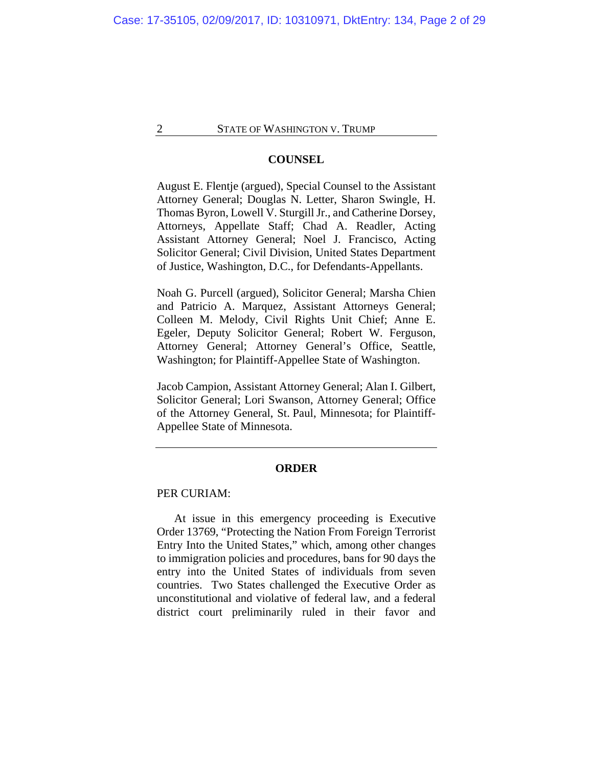## COUNSEL

August E. Flentje (argued), Special Counsel to the Assistant Attorney General; Douglas N. Letter, Sharon Swingle, H. Thomas Byron, Lowell V. Sturgill Jr., and Catherine Dorsey, Attorneys, Appellate Staff; Chad A. Readler, Acting Assistant Attorney General; Noel J. Francisco, Acting Solicitor General; Civil Division, United States Department of Justice, Washington, D.C., for Defendants-Appellants.

Noah G. Purcell (argued), Solicitor General; Marsha Chien and Patricio A. Marquez, Assistant Attorneys General; Colleen M. Melody, Civil Rights Unit Chief; Anne E. Egeler, Deputy Solicitor General; Robert W. Ferguson, Attorney General; Attorney General's Office, Seattle, Washington; for Plaintiff-Appellee State of Washington.

Jacob Campion, Assistant Attorney General; Alan I. Gilbert, Solicitor General; Lori Swanson, Attorney General; Office of the Attorney General, St. Paul, Minnesota; for Plaintiff-Appellee State of Minnesota.

---

## ORDER

PER CURIAM:

At issue in this emergency proceeding is Executive Order 13769, "Protecting the Nation From Foreign Terrorist Entry Into the United States," which, among other changes to immigration policies and procedures, bans for 90 days the entry into the United States of individuals from seven countries. Two States challenged the Executive Order as unconstitutional and violative of federal law, and a federal district court preliminarily ruled in their favor and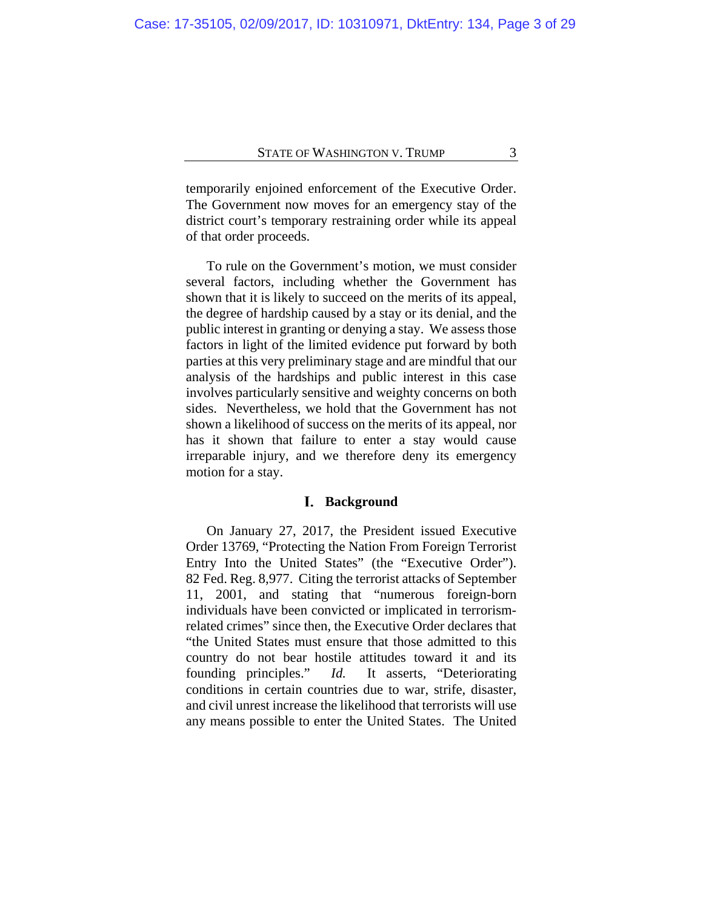temporarily enjoined enforcement of the Executive Order. The Government now moves for an emergency stay of the district court's temporary restraining order while its appeal of that order proceeds.

To rule on the Government's motion, we must consider several factors, including whether the Government has shown that it is likely to succeed on the merits of its appeal, the degree of hardship caused by a stay or its denial, and the public interest in granting or denying a stay. We assess those factors in light of the limited evidence put forward by both parties at this very preliminary stage and are mindful that our analysis of the hardships and public interest in this case involves particularly sensitive and weighty concerns on both sides. Nevertheless, we hold that the Government has not shown a likelihood of success on the merits of its appeal, nor has it shown that failure to enter a stay would cause irreparable injury, and we therefore deny its emergency motion for a stay.

## I. Background

On January 27, 2017, the President issued Executive Order 13769, "Protecting the Nation From Foreign Terrorist Entry Into the United States" (the "Executive Order"). 82 Fed. Reg. 8,977. Citing the terrorist attacks of September 11, 2001, and stating that "numerous foreign-born individuals have been convicted or implicated in terrorism-related crimes" since then, the Executive Order declares that "the United States must ensure that those admitted to this country do not bear hostile attitudes toward it and its founding principles." *Id.* It asserts, "Deteriorating conditions in certain countries due to war, strife, disaster, and civil unrest increase the likelihood that terrorists will use any means possible to enter the United States. The United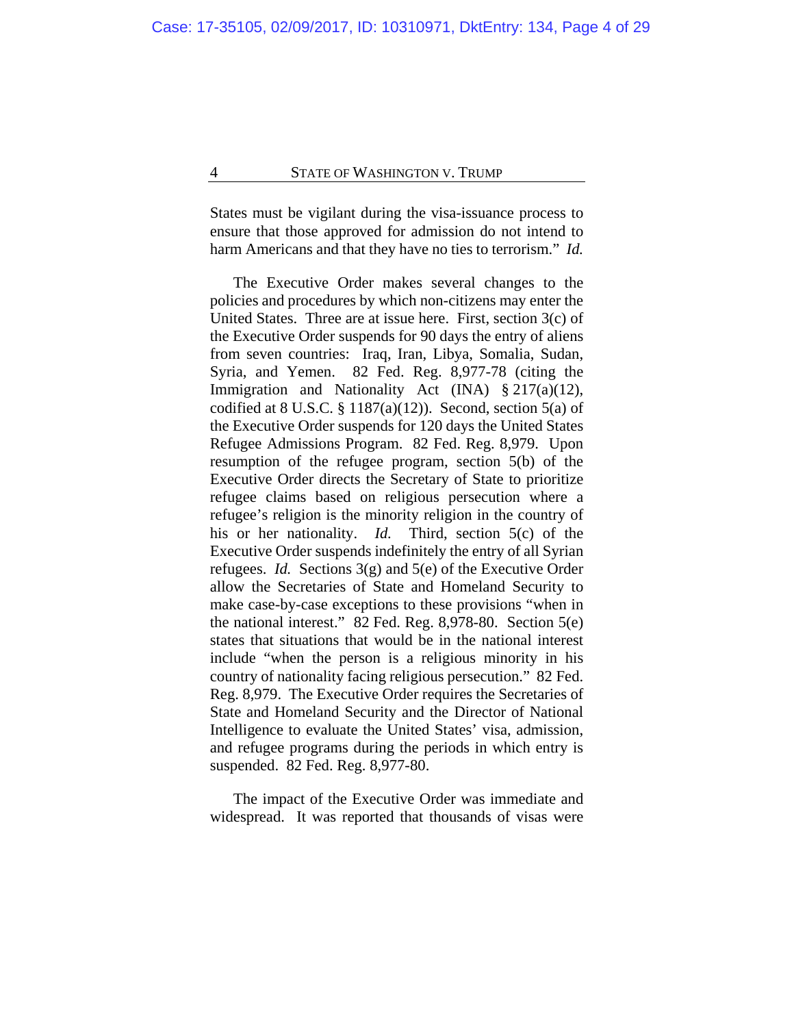States must be vigilant during the visa-issuance process to ensure that those approved for admission do not intend to harm Americans and that they have no ties to terrorism." *Id.*

The Executive Order makes several changes to the policies and procedures by which non-citizens may enter the United States. Three are at issue here. First, section 3(c) of the Executive Order suspends for 90 days the entry of aliens from seven countries: Iraq, Iran, Libya, Somalia, Sudan, Syria, and Yemen. 82 Fed. Reg. 8,977-78 (citing the Immigration and Nationality Act (INA) § 217(a)(12), codified at 8 U.S.C. § 1187(a)(12)). Second, section 5(a) of the Executive Order suspends for 120 days the United States Refugee Admissions Program. 82 Fed. Reg. 8,979. Upon resumption of the refugee program, section 5(b) of the Executive Order directs the Secretary of State to prioritize refugee claims based on religious persecution where a refugee's religion is the minority religion in the country of his or her nationality. *Id.* Third, section 5(c) of the Executive Order suspends indefinitely the entry of all Syrian refugees. *Id.* Sections 3(g) and 5(e) of the Executive Order allow the Secretaries of State and Homeland Security to make case-by-case exceptions to these provisions "when in the national interest." 82 Fed. Reg. 8,978-80. Section 5(e) states that situations that would be in the national interest include "when the person is a religious minority in his country of nationality facing religious persecution." 82 Fed. Reg. 8,979. The Executive Order requires the Secretaries of State and Homeland Security and the Director of National Intelligence to evaluate the United States' visa, admission, and refugee programs during the periods in which entry is suspended. 82 Fed. Reg. 8,977-80.

The impact of the Executive Order was immediate and widespread. It was reported that thousands of visas were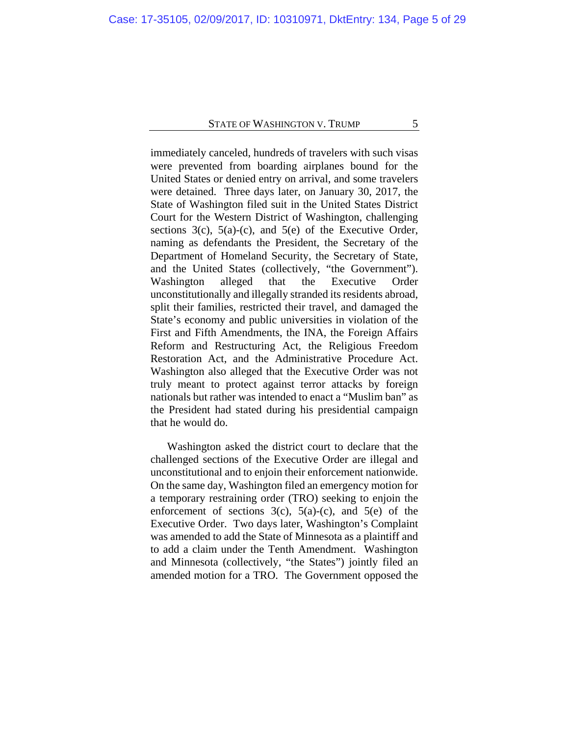immediately canceled, hundreds of travelers with such visas were prevented from boarding airplanes bound for the United States or denied entry on arrival, and some travelers were detained. Three days later, on January 30, 2017, the State of Washington filed suit in the United States District Court for the Western District of Washington, challenging sections 3(c), 5(a)-(c), and 5(e) of the Executive Order, naming as defendants the President, the Secretary of the Department of Homeland Security, the Secretary of State, and the United States (collectively, "the Government"). Washington alleged that the Executive Order unconstitutionally and illegally stranded its residents abroad, split their families, restricted their travel, and damaged the State's economy and public universities in violation of the First and Fifth Amendments, the INA, the Foreign Affairs Reform and Restructuring Act, the Religious Freedom Restoration Act, and the Administrative Procedure Act. Washington also alleged that the Executive Order was not truly meant to protect against terror attacks by foreign nationals but rather was intended to enact a "Muslim ban" as the President had stated during his presidential campaign that he would do.

Washington asked the district court to declare that the challenged sections of the Executive Order are illegal and unconstitutional and to enjoin their enforcement nationwide. On the same day, Washington filed an emergency motion for a temporary restraining order (TRO) seeking to enjoin the enforcement of sections 3(c), 5(a)-(c), and 5(e) of the Executive Order. Two days later, Washington's Complaint was amended to add the State of Minnesota as a plaintiff and to add a claim under the Tenth Amendment. Washington and Minnesota (collectively, "the States") jointly filed an amended motion for a TRO. The Government opposed the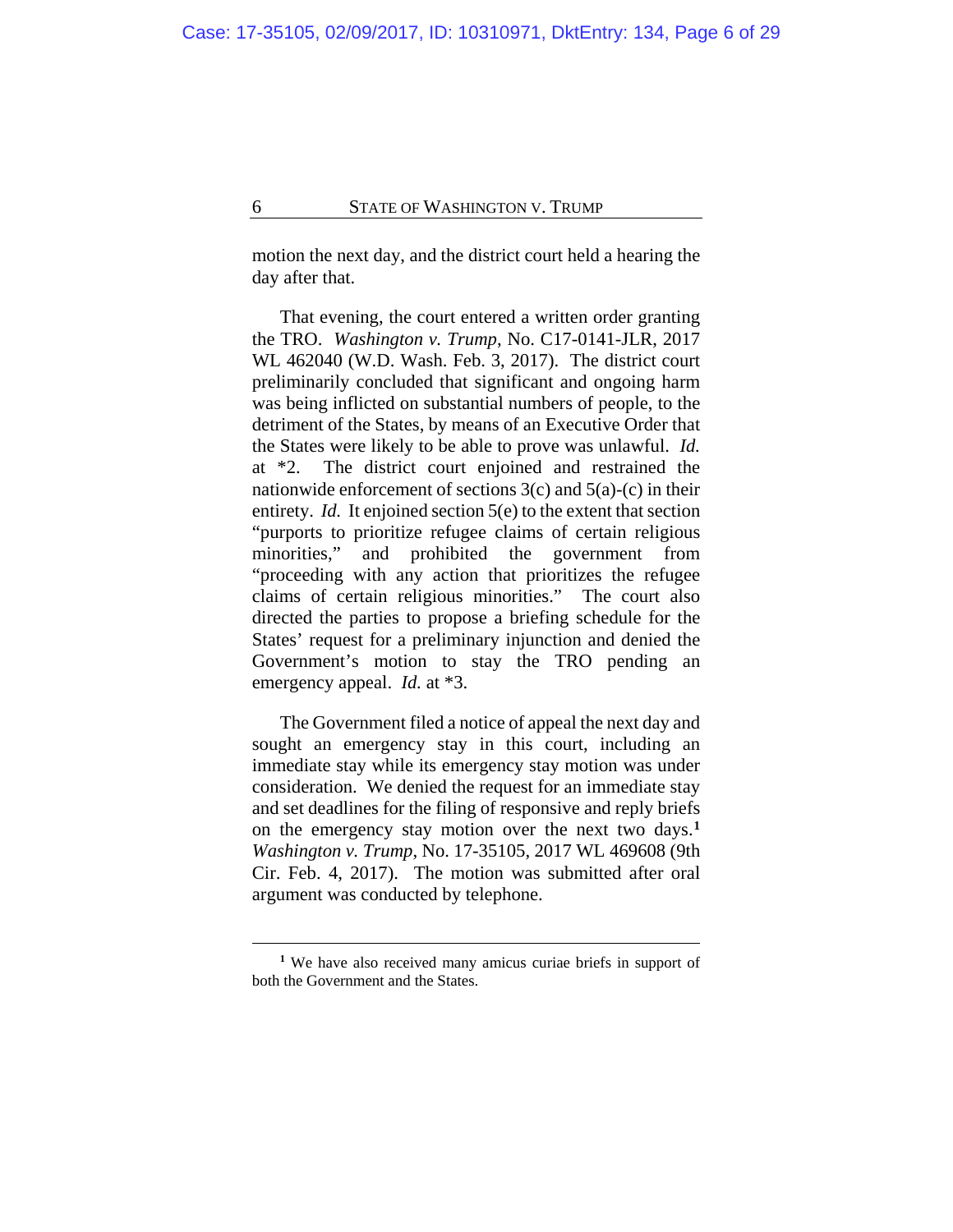motion the next day, and the district court held a hearing the day after that.

That evening, the court entered a written order granting the TRO. *Washington v. Trump*, No. C17-0141-JLR, 2017 WL 462040 (W.D. Wash. Feb. 3, 2017). The district court preliminarily concluded that significant and ongoing harm was being inflicted on substantial numbers of people, to the detriment of the States, by means of an Executive Order that the States were likely to be able to prove was unlawful. *Id.* at *2. The district court enjoined and restrained the nationwide enforcement of sections 3(c) and 5(a)-(c) in their entirety. *Id.* It enjoined section 5(e) to the extent that section "purports to prioritize refugee claims of certain religious minorities," and prohibited the government from "proceeding with any action that prioritizes the refugee claims of certain religious minorities." The court also directed the parties to propose a briefing schedule for the States' request for a preliminary injunction and denied the Government's motion to stay the TRO pending an emergency appeal. *Id.* at *3.

The Government filed a notice of appeal the next day and sought an emergency stay in this court, including an immediate stay while its emergency stay motion was under consideration. We denied the request for an immediate stay and set deadlines for the filing of responsive and reply briefs on the emergency stay motion over the next two days.[1] *Washington v. Trump*, No. 17-35105, 2017 WL 469608 (9th Cir. Feb. 4, 2017). The motion was submitted after oral argument was conducted by telephone.

---

[1] We have also received many amicus curiae briefs in support of both the Government and the States.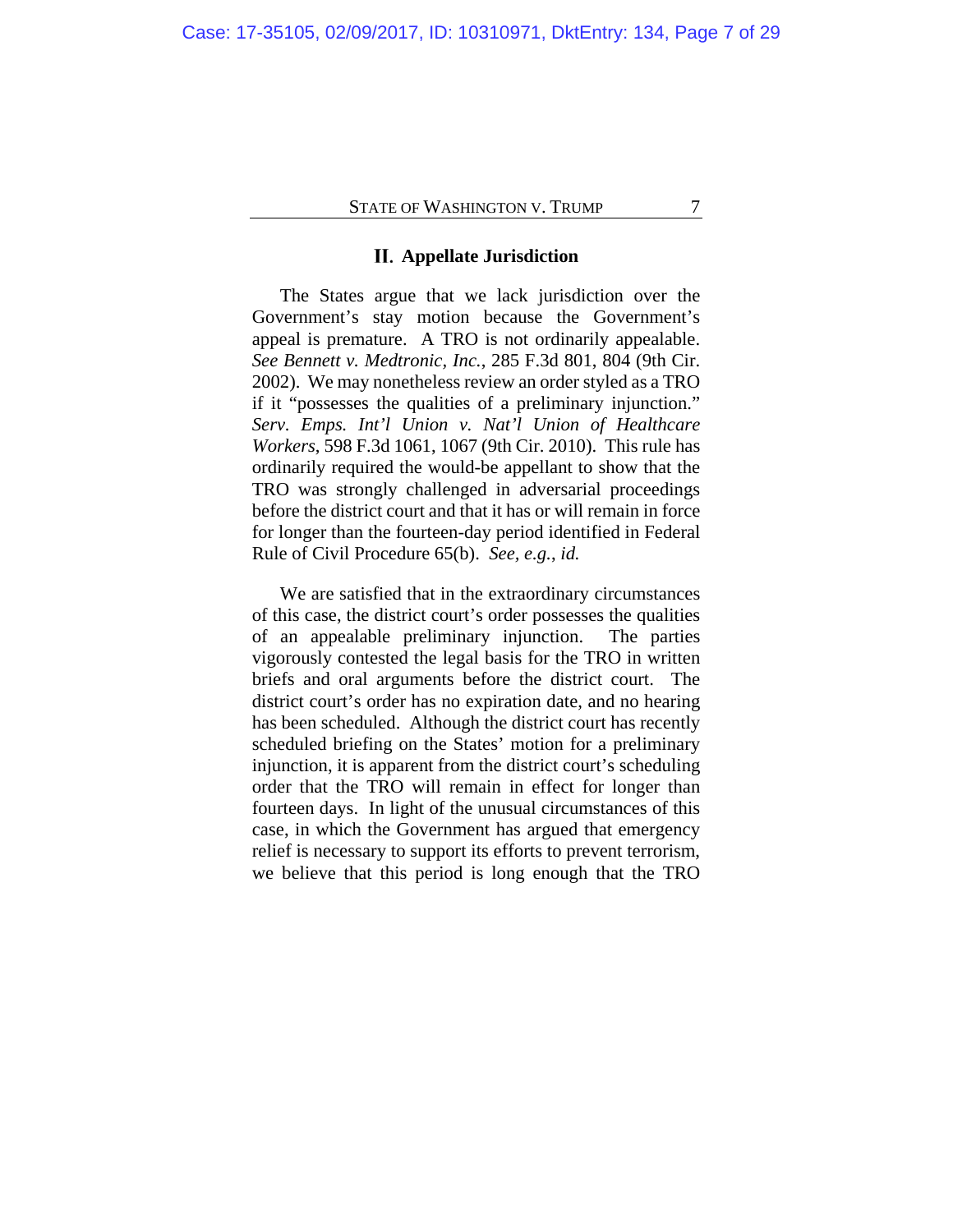## II. Appellate Jurisdiction

The States argue that we lack jurisdiction over the Government's stay motion because the Government's appeal is premature. A TRO is not ordinarily appealable. *See Bennett v. Medtronic, Inc.*, 285 F.3d 801, 804 (9th Cir. 2002). We may nonetheless review an order styled as a TRO if it "possesses the qualities of a preliminary injunction." *Serv. Emps. Int'l Union v. Nat'l Union of Healthcare Workers*, 598 F.3d 1061, 1067 (9th Cir. 2010). This rule has ordinarily required the would-be appellant to show that the TRO was strongly challenged in adversarial proceedings before the district court and that it has or will remain in force for longer than the fourteen-day period identified in Federal Rule of Civil Procedure 65(b). *See, e.g.*, *id.*

We are satisfied that in the extraordinary circumstances of this case, the district court's order possesses the qualities of an appealable preliminary injunction. The parties vigorously contested the legal basis for the TRO in written briefs and oral arguments before the district court. The district court's order has no expiration date, and no hearing has been scheduled. Although the district court has recently scheduled briefing on the States' motion for a preliminary injunction, it is apparent from the district court's scheduling order that the TRO will remain in effect for longer than fourteen days. In light of the unusual circumstances of this case, in which the Government has argued that emergency relief is necessary to support its efforts to prevent terrorism, we believe that this period is long enough that the TRO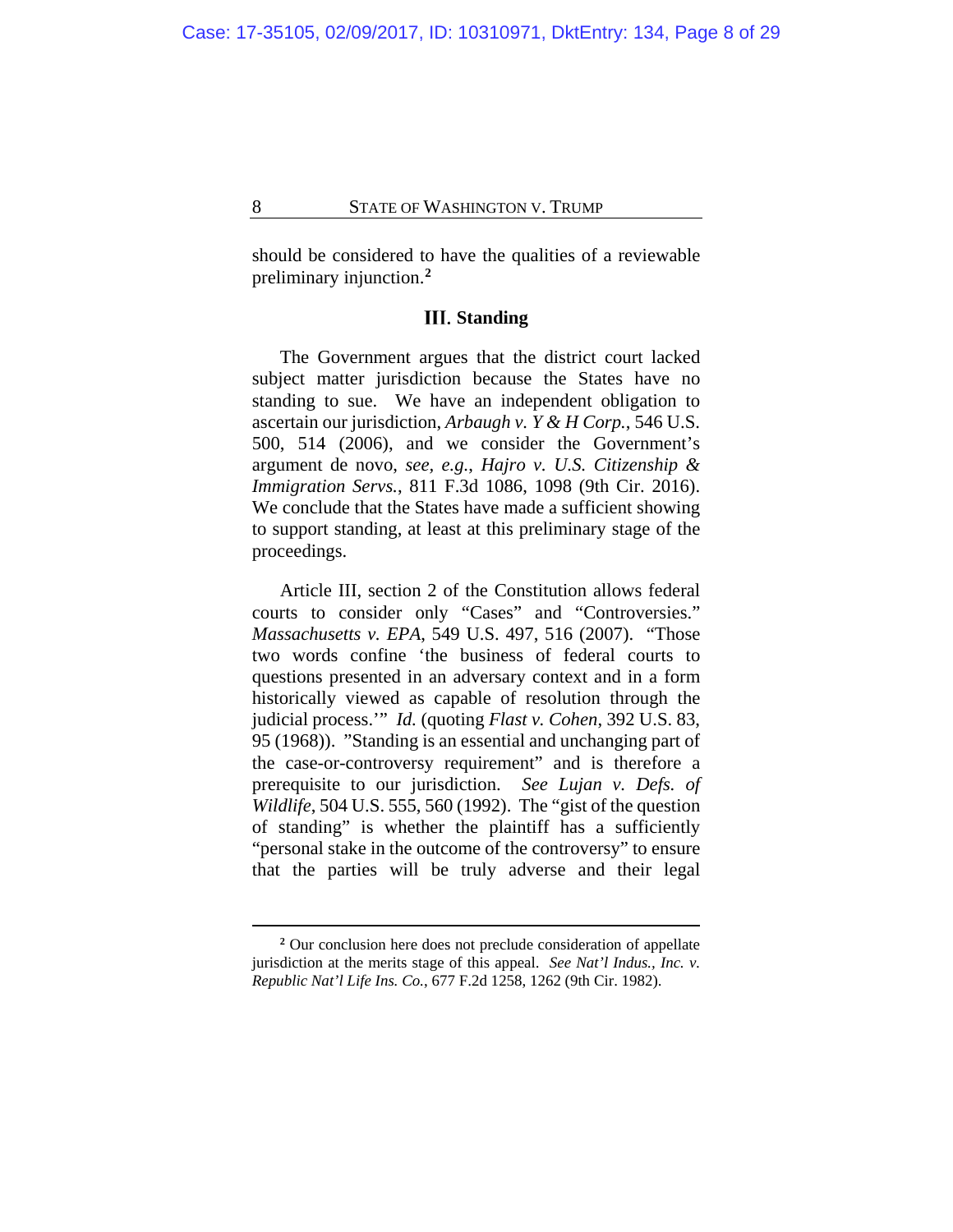should be considered to have the qualities of a reviewable preliminary injunction.[2]

### III. Standing

The Government argues that the district court lacked subject matter jurisdiction because the States have no standing to sue. We have an independent obligation to ascertain our jurisdiction, *Arbaugh v. Y & H Corp.*, 546 U.S. 500, 514 (2006), and we consider the Government's argument de novo, *see, e.g.*, *Hajro v. U.S. Citizenship & Immigration Servs.*, 811 F.3d 1086, 1098 (9th Cir. 2016). We conclude that the States have made a sufficient showing to support standing, at least at this preliminary stage of the proceedings.

Article III, section 2 of the Constitution allows federal courts to consider only "Cases" and "Controversies." *Massachusetts v. EPA*, 549 U.S. 497, 516 (2007). "Those two words confine 'the business of federal courts to questions presented in an adversary context and in a form historically viewed as capable of resolution through the judicial process.'" *Id.* (quoting *Flast v. Cohen*, 392 U.S. 83, 95 (1968)). "Standing is an essential and unchanging part of the case-or-controversy requirement" and is therefore a prerequisite to our jurisdiction. *See Lujan v. Defs. of Wildlife*, 504 U.S. 555, 560 (1992). The "gist of the question of standing" is whether the plaintiff has a sufficiently "personal stake in the outcome of the controversy" to ensure that the parties will be truly adverse and their legal

---

[2] Our conclusion here does not preclude consideration of appellate jurisdiction at the merits stage of this appeal. *See Nat'l Indus., Inc. v. Republic Nat'l Life Ins. Co.*, 677 F.2d 1258, 1262 (9th Cir. 1982).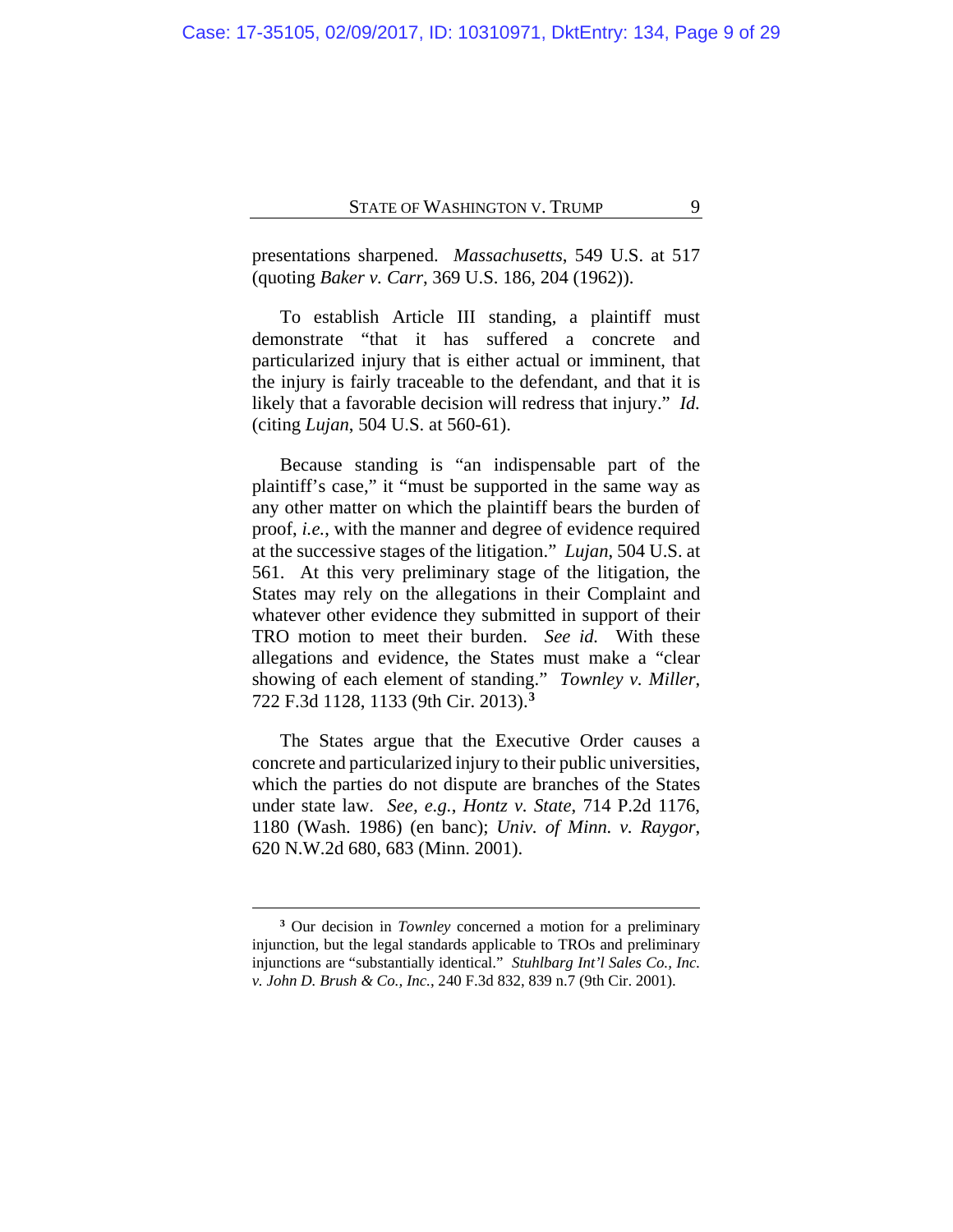presentations sharpened. *Massachusetts*, 549 U.S. at 517 (quoting *Baker v. Carr*, 369 U.S. 186, 204 (1962)).

To establish Article III standing, a plaintiff must demonstrate "that it has suffered a concrete and particularized injury that is either actual or imminent, that the injury is fairly traceable to the defendant, and that it is likely that a favorable decision will redress that injury." *Id.* (citing *Lujan*, 504 U.S. at 560-61).

Because standing is "an indispensable part of the plaintiff's case," it "must be supported in the same way as any other matter on which the plaintiff bears the burden of proof, *i.e.*, with the manner and degree of evidence required at the successive stages of the litigation." *Lujan*, 504 U.S. at 561. At this very preliminary stage of the litigation, the States may rely on the allegations in their Complaint and whatever other evidence they submitted in support of their TRO motion to meet their burden. *See id.* With these allegations and evidence, the States must make a "clear showing of each element of standing." *Townley v. Miller*, 722 F.3d 1128, 1133 (9th Cir. 2013).[3]

The States argue that the Executive Order causes a concrete and particularized injury to their public universities, which the parties do not dispute are branches of the States under state law. *See, e.g.*, *Hontz v. State*, 714 P.2d 1176, 1180 (Wash. 1986) (en banc); *Univ. of Minn. v. Raygor*, 620 N.W.2d 680, 683 (Minn. 2001).

---

[3] Our decision in *Townley* concerned a motion for a preliminary injunction, but the legal standards applicable to TROs and preliminary injunctions are "substantially identical." *Stuhlbarg Int'l Sales Co., Inc. v. John D. Brush & Co., Inc.*, 240 F.3d 832, 839 n.7 (9th Cir. 2001).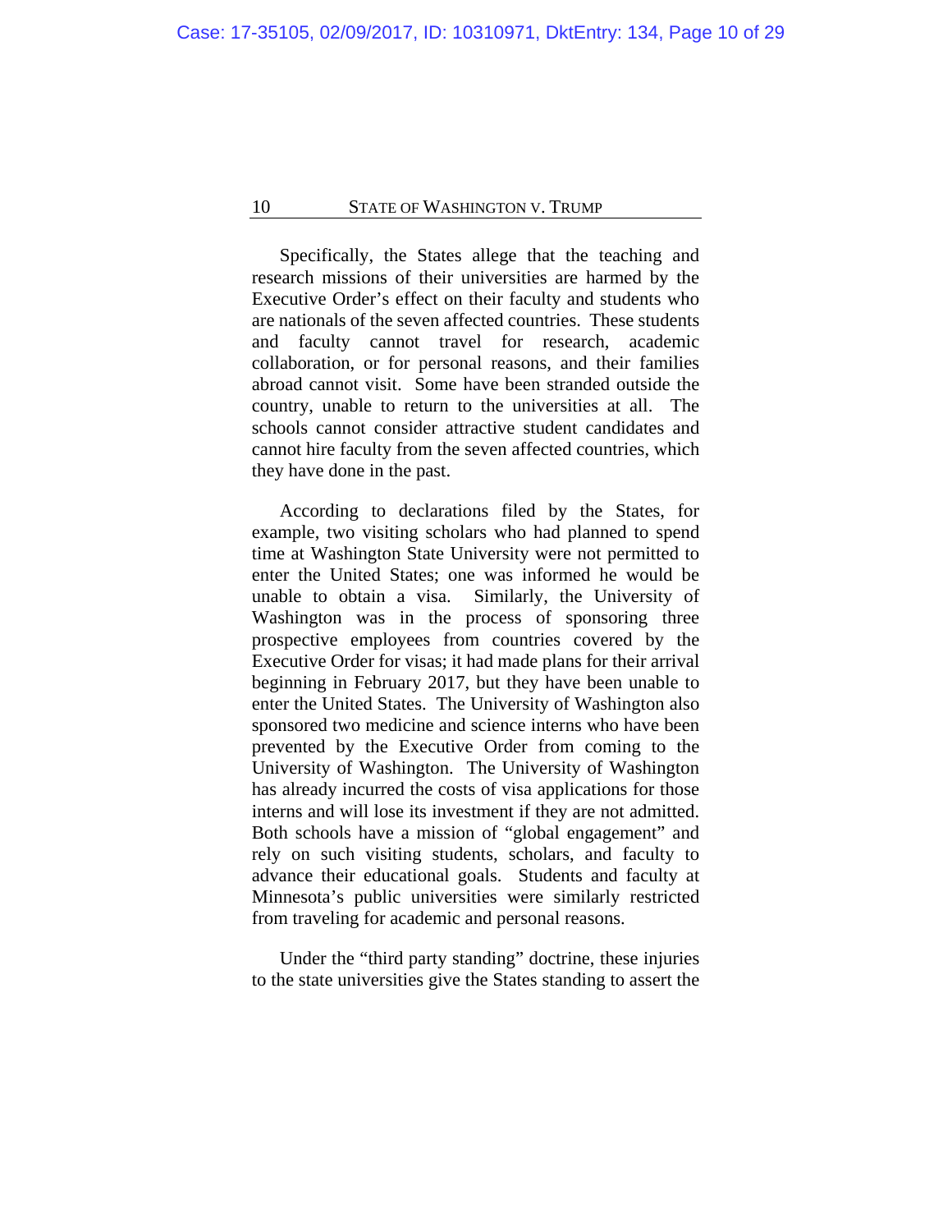Specifically, the States allege that the teaching and research missions of their universities are harmed by the Executive Order's effect on their faculty and students who are nationals of the seven affected countries. These students and faculty cannot travel for research, academic collaboration, or for personal reasons, and their families abroad cannot visit. Some have been stranded outside the country, unable to return to the universities at all. The schools cannot consider attractive student candidates and cannot hire faculty from the seven affected countries, which they have done in the past.

According to declarations filed by the States, for example, two visiting scholars who had planned to spend time at Washington State University were not permitted to enter the United States; one was informed he would be unable to obtain a visa. Similarly, the University of Washington was in the process of sponsoring three prospective employees from countries covered by the Executive Order for visas; it had made plans for their arrival beginning in February 2017, but they have been unable to enter the United States. The University of Washington also sponsored two medicine and science interns who have been prevented by the Executive Order from coming to the University of Washington. The University of Washington has already incurred the costs of visa applications for those interns and will lose its investment if they are not admitted. Both schools have a mission of "global engagement" and rely on such visiting students, scholars, and faculty to advance their educational goals. Students and faculty at Minnesota's public universities were similarly restricted from traveling for academic and personal reasons.

Under the "third party standing" doctrine, these injuries to the state universities give the States standing to assert the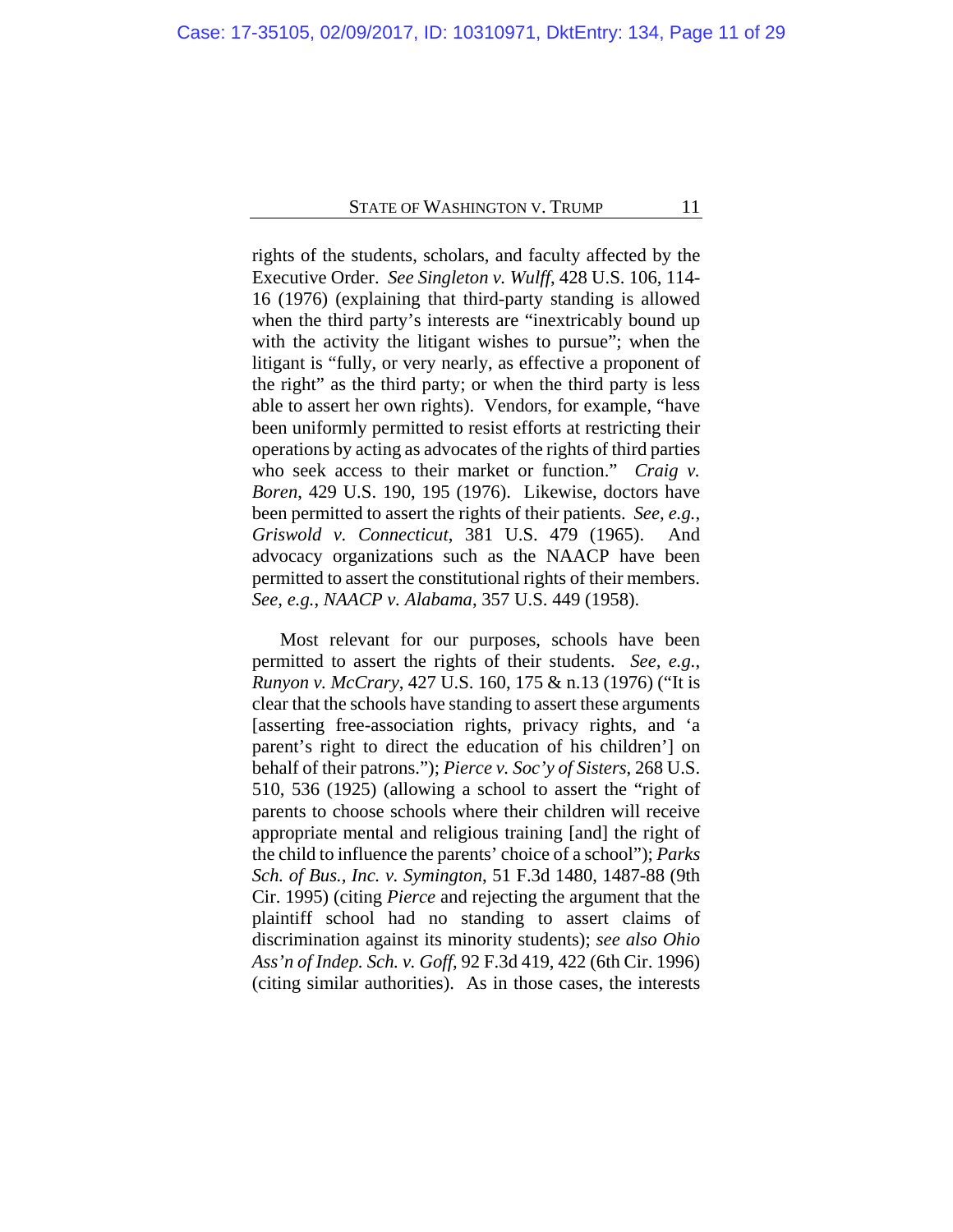rights of the students, scholars, and faculty affected by the Executive Order. *See Singleton v. Wulff*, 428 U.S. 106, 114-16 (1976) (explaining that third-party standing is allowed when the third party's interests are "inextricably bound up with the activity the litigant wishes to pursue"; when the litigant is "fully, or very nearly, as effective a proponent of the right" as the third party; or when the third party is less able to assert her own rights). Vendors, for example, "have been uniformly permitted to resist efforts at restricting their operations by acting as advocates of the rights of third parties who seek access to their market or function." *Craig v. Boren*, 429 U.S. 190, 195 (1976). Likewise, doctors have been permitted to assert the rights of their patients. *See, e.g.*, *Griswold v. Connecticut*, 381 U.S. 479 (1965). And advocacy organizations such as the NAACP have been permitted to assert the constitutional rights of their members. *See, e.g.*, *NAACP v. Alabama*, 357 U.S. 449 (1958).

Most relevant for our purposes, schools have been permitted to assert the rights of their students. *See, e.g.*, *Runyon v. McCrary*, 427 U.S. 160, 175 & n.13 (1976) ("It is clear that the schools have standing to assert these arguments [asserting free-association rights, privacy rights, and 'a parent's right to direct the education of his children'] on behalf of their patrons."); *Pierce v. Soc'y of Sisters*, 268 U.S. 510, 536 (1925) (allowing a school to assert the "right of parents to choose schools where their children will receive appropriate mental and religious training [and] the right of the child to influence the parents' choice of a school"); *Parks Sch. of Bus., Inc. v. Symington*, 51 F.3d 1480, 1487-88 (9th Cir. 1995) (citing *Pierce* and rejecting the argument that the plaintiff school had no standing to assert claims of discrimination against its minority students); *see also Ohio Ass'n of Indep. Sch. v. Goff*, 92 F.3d 419, 422 (6th Cir. 1996) (citing similar authorities). As in those cases, the interests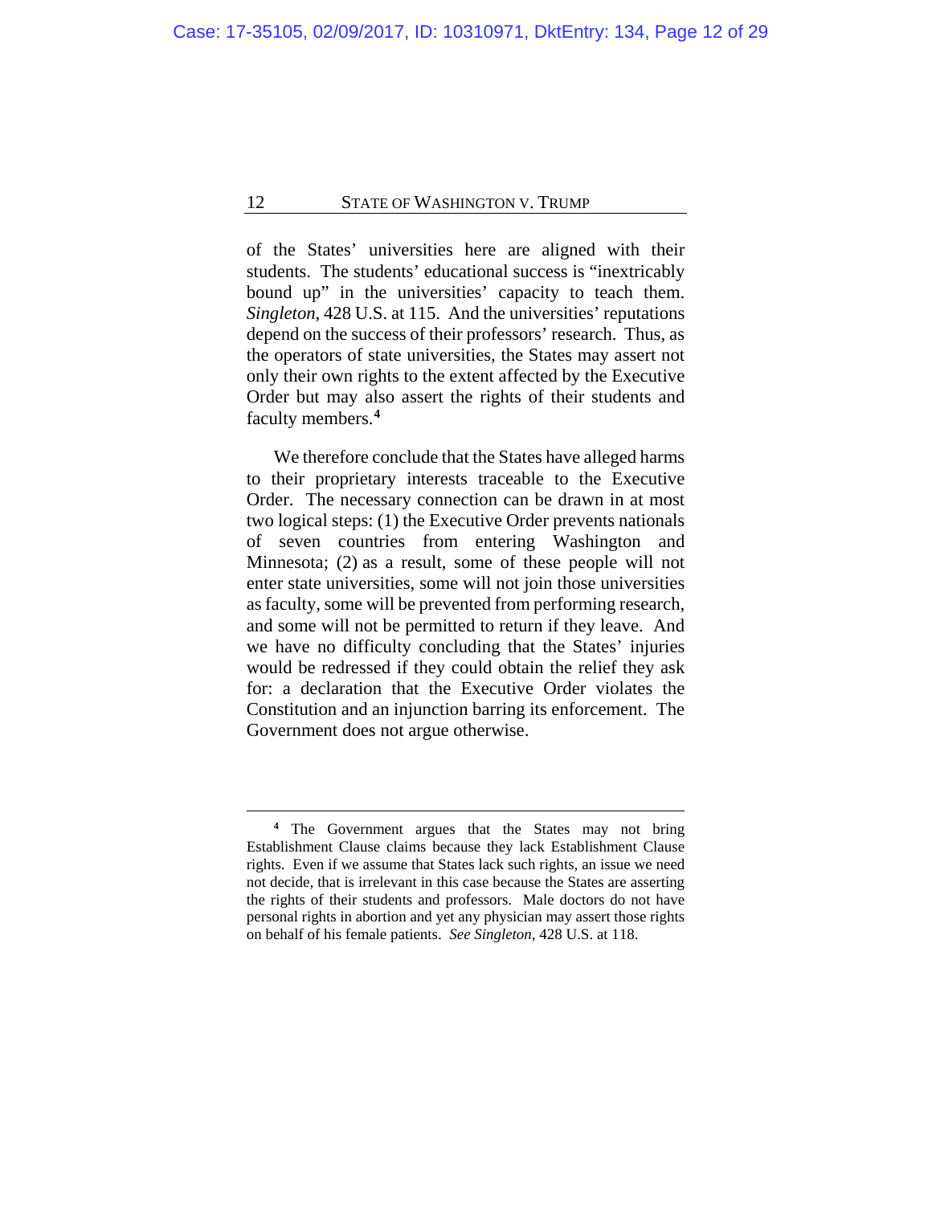of the States' universities here are aligned with their students. The students' educational success is "inextricably bound up" in the universities' capacity to teach them. *Singleton*, 428 U.S. at 115. And the universities' reputations depend on the success of their professors' research. Thus, as the operators of state universities, the States may assert not only their own rights to the extent affected by the Executive Order but may also assert the rights of their students and faculty members.[4]

We therefore conclude that the States have alleged harms to their proprietary interests traceable to the Executive Order. The necessary connection can be drawn in at most two logical steps: (1) the Executive Order prevents nationals of seven countries from entering Washington and Minnesota; (2) as a result, some of these people will not enter state universities, some will not join those universities as faculty, some will be prevented from performing research, and some will not be permitted to return if they leave. And we have no difficulty concluding that the States' injuries would be redressed if they could obtain the relief they ask for: a declaration that the Executive Order violates the Constitution and an injunction barring its enforcement. The Government does not argue otherwise.

---

[4] The Government argues that the States may not bring Establishment Clause claims because they lack Establishment Clause rights. Even if we assume that States lack such rights, an issue we need not decide, that is irrelevant in this case because the States are asserting the rights of their students and professors. Male doctors do not have personal rights in abortion and yet any physician may assert those rights on behalf of his female patients. *See Singleton*, 428 U.S. at 118.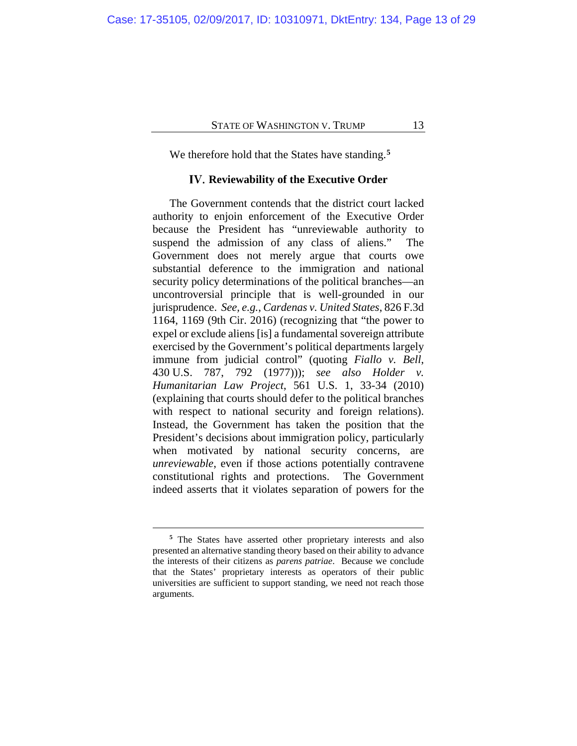We therefore hold that the States have standing.[5]

## IV. Reviewability of the Executive Order

The Government contends that the district court lacked authority to enjoin enforcement of the Executive Order because the President has "unreviewable authority to suspend the admission of any class of aliens." The Government does not merely argue that courts owe substantial deference to the immigration and national security policy determinations of the political branches—an uncontroversial principle that is well-grounded in our jurisprudence. *See, e.g.*, *Cardenas v. United States*, 826 F.3d 1164, 1169 (9th Cir. 2016) (recognizing that "the power to expel or exclude aliens [is] a fundamental sovereign attribute exercised by the Government's political departments largely immune from judicial control" (quoting *Fiallo v. Bell*, 430 U.S. 787, 792 (1977))); *see also Holder v. Humanitarian Law Project*, 561 U.S. 1, 33-34 (2010) (explaining that courts should defer to the political branches with respect to national security and foreign relations). Instead, the Government has taken the position that the President's decisions about immigration policy, particularly when motivated by national security concerns, are *unreviewable*, even if those actions potentially contravene constitutional rights and protections. The Government indeed asserts that it violates separation of powers for the

---

[5] The States have asserted other proprietary interests and also presented an alternative standing theory based on their ability to advance the interests of their citizens as *parens patriae*. Because we conclude that the States' proprietary interests as operators of their public universities are sufficient to support standing, we need not reach those arguments.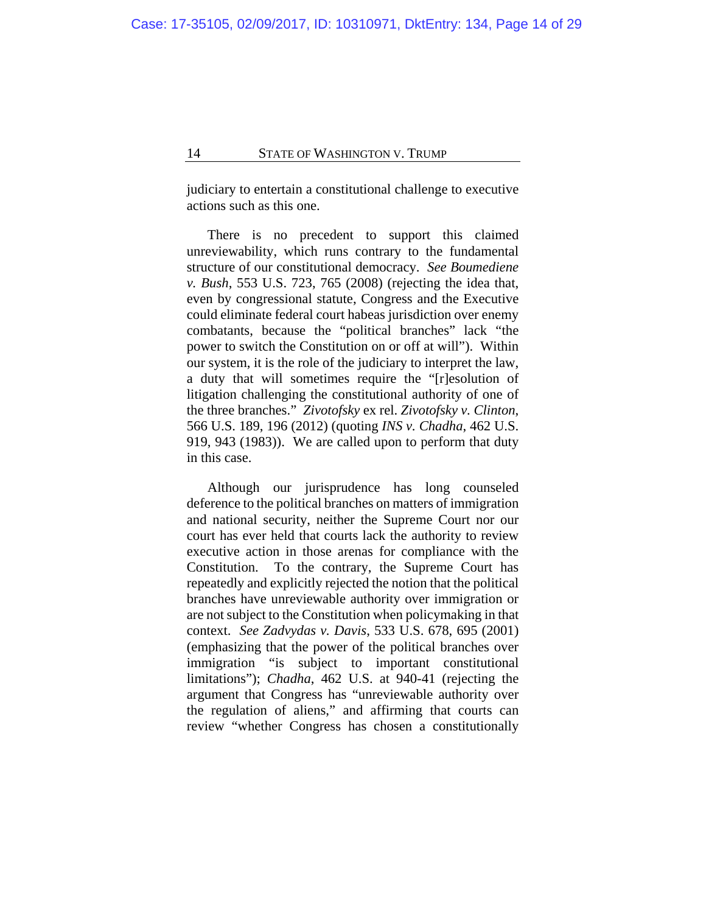judiciary to entertain a constitutional challenge to executive actions such as this one.

There is no precedent to support this claimed unreviewability, which runs contrary to the fundamental structure of our constitutional democracy. *See Boumediene v. Bush*, 553 U.S. 723, 765 (2008) (rejecting the idea that, even by congressional statute, Congress and the Executive could eliminate federal court habeas jurisdiction over enemy combatants, because the "political branches" lack "the power to switch the Constitution on or off at will"). Within our system, it is the role of the judiciary to interpret the law, a duty that will sometimes require the "[r]esolution of litigation challenging the constitutional authority of one of the three branches." *Zivotofsky* ex rel. *Zivotofsky v. Clinton*, 566 U.S. 189, 196 (2012) (quoting *INS v. Chadha*, 462 U.S. 919, 943 (1983)). We are called upon to perform that duty in this case.

Although our jurisprudence has long counseled deference to the political branches on matters of immigration and national security, neither the Supreme Court nor our court has ever held that courts lack the authority to review executive action in those arenas for compliance with the Constitution. To the contrary, the Supreme Court has repeatedly and explicitly rejected the notion that the political branches have unreviewable authority over immigration or are not subject to the Constitution when policymaking in that context. *See Zadvydas v. Davis*, 533 U.S. 678, 695 (2001) (emphasizing that the power of the political branches over immigration "is subject to important constitutional limitations"); *Chadha*, 462 U.S. at 940-41 (rejecting the argument that Congress has "unreviewable authority over the regulation of aliens," and affirming that courts can review "whether Congress has chosen a constitutionally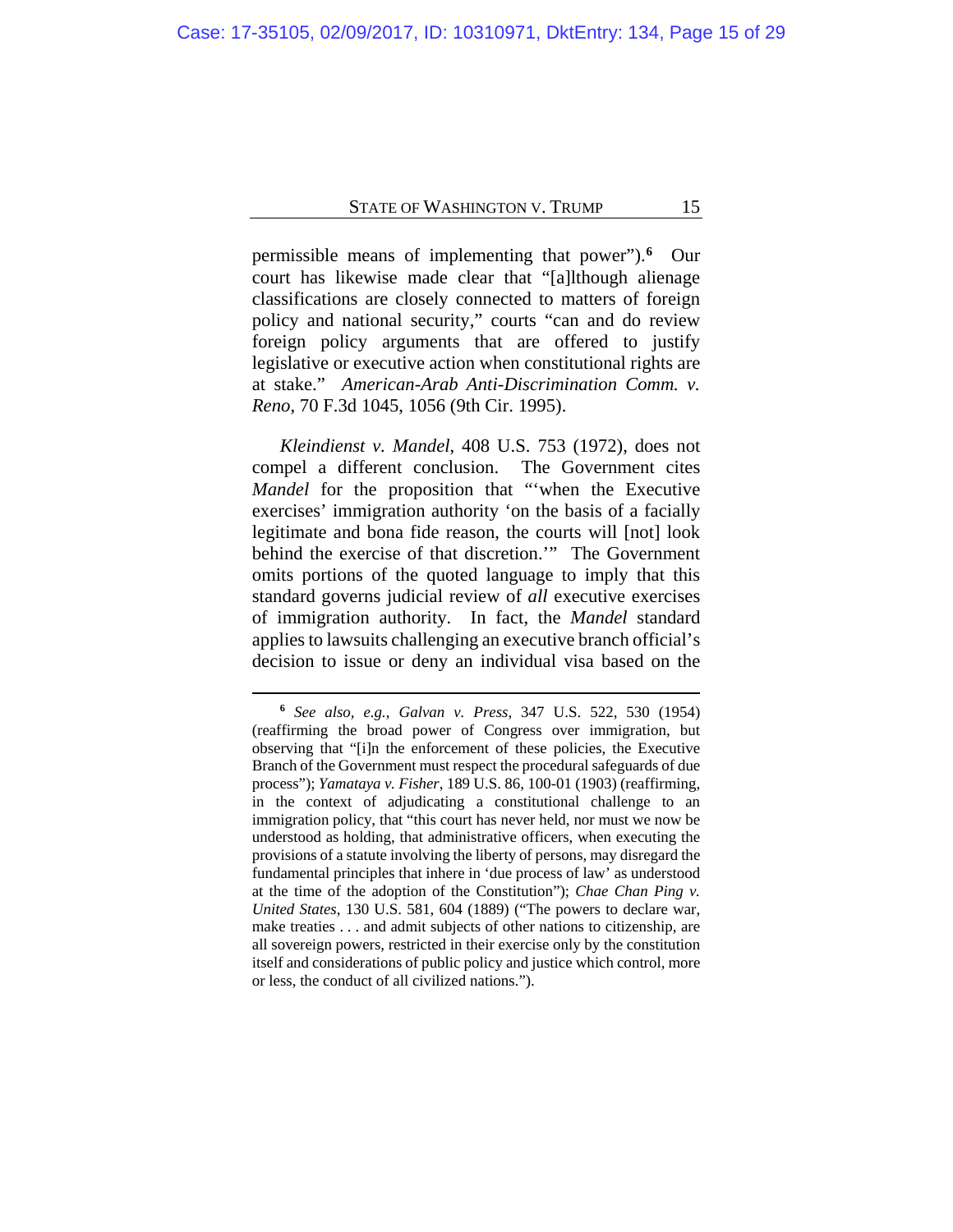permissible means of implementing that power").[6] Our court has likewise made clear that "[a]lthough alienage classifications are closely connected to matters of foreign policy and national security," courts "can and do review foreign policy arguments that are offered to justify legislative or executive action when constitutional rights are at stake." *American-Arab Anti-Discrimination Comm. v. Reno*, 70 F.3d 1045, 1056 (9th Cir. 1995).

*Kleindienst v. Mandel*, 408 U.S. 753 (1972), does not compel a different conclusion. The Government cites *Mandel* for the proposition that "'when the Executive exercises' immigration authority 'on the basis of a facially legitimate and bona fide reason, the courts will [not] look behind the exercise of that discretion.'" The Government omits portions of the quoted language to imply that this standard governs judicial review of *all* executive exercises of immigration authority. In fact, the *Mandel* standard applies to lawsuits challenging an executive branch official's decision to issue or deny an individual visa based on the

---

[6] *See also, e.g.*, *Galvan v. Press*, 347 U.S. 522, 530 (1954) (reaffirming the broad power of Congress over immigration, but observing that "[i]n the enforcement of these policies, the Executive Branch of the Government must respect the procedural safeguards of due process"); *Yamataya v. Fisher*, 189 U.S. 86, 100-01 (1903) (reaffirming, in the context of adjudicating a constitutional challenge to an immigration policy, that "this court has never held, nor must we now be understood as holding, that administrative officers, when executing the provisions of a statute involving the liberty of persons, may disregard the fundamental principles that inhere in 'due process of law' as understood at the time of the adoption of the Constitution"); *Chae Chan Ping v. United States*, 130 U.S. 581, 604 (1889) ("The powers to declare war, make treaties . . . and admit subjects of other nations to citizenship, are all sovereign powers, restricted in their exercise only by the constitution itself and considerations of public policy and justice which control, more or less, the conduct of all civilized nations.").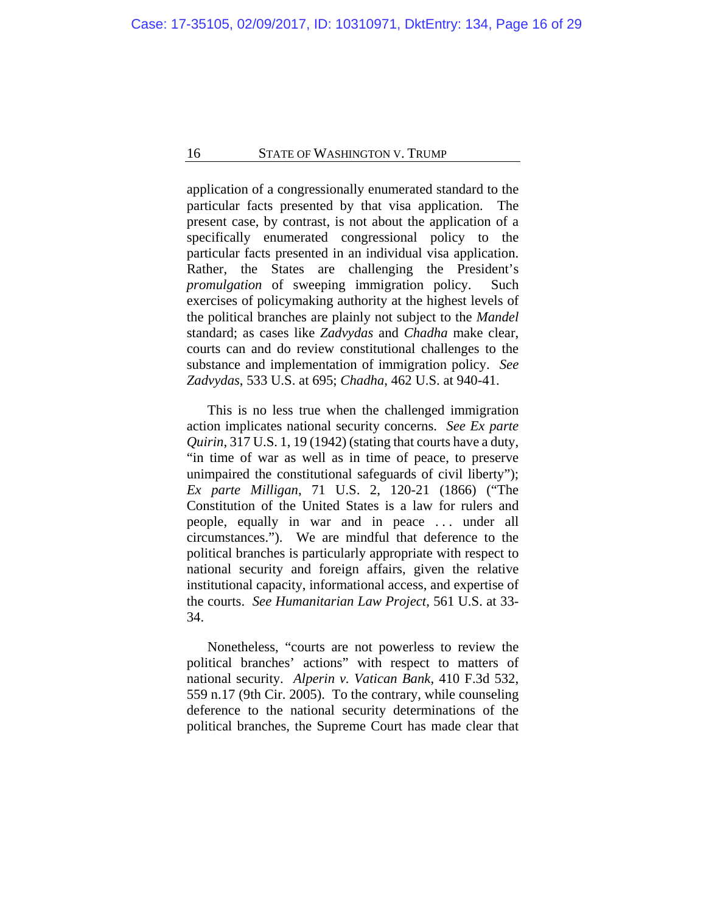application of a congressionally enumerated standard to the particular facts presented by that visa application. The present case, by contrast, is not about the application of a specifically enumerated congressional policy to the particular facts presented in an individual visa application. Rather, the States are challenging the President's *promulgation* of sweeping immigration policy. Such exercises of policymaking authority at the highest levels of the political branches are plainly not subject to the *Mandel* standard; as cases like *Zadvydas* and *Chadha* make clear, courts can and do review constitutional challenges to the substance and implementation of immigration policy. *See Zadvydas*, 533 U.S. at 695; *Chadha*, 462 U.S. at 940-41.

This is no less true when the challenged immigration action implicates national security concerns. *See Ex parte Quirin*, 317 U.S. 1, 19 (1942) (stating that courts have a duty, "in time of war as well as in time of peace, to preserve unimpaired the constitutional safeguards of civil liberty"); *Ex parte Milligan*, 71 U.S. 2, 120-21 (1866) ("The Constitution of the United States is a law for rulers and people, equally in war and in peace . . . under all circumstances."). We are mindful that deference to the political branches is particularly appropriate with respect to national security and foreign affairs, given the relative institutional capacity, informational access, and expertise of the courts. *See Humanitarian Law Project*, 561 U.S. at 33-34.

Nonetheless, "courts are not powerless to review the political branches' actions" with respect to matters of national security. *Alperin v. Vatican Bank*, 410 F.3d 532, 559 n.17 (9th Cir. 2005). To the contrary, while counseling deference to the national security determinations of the political branches, the Supreme Court has made clear that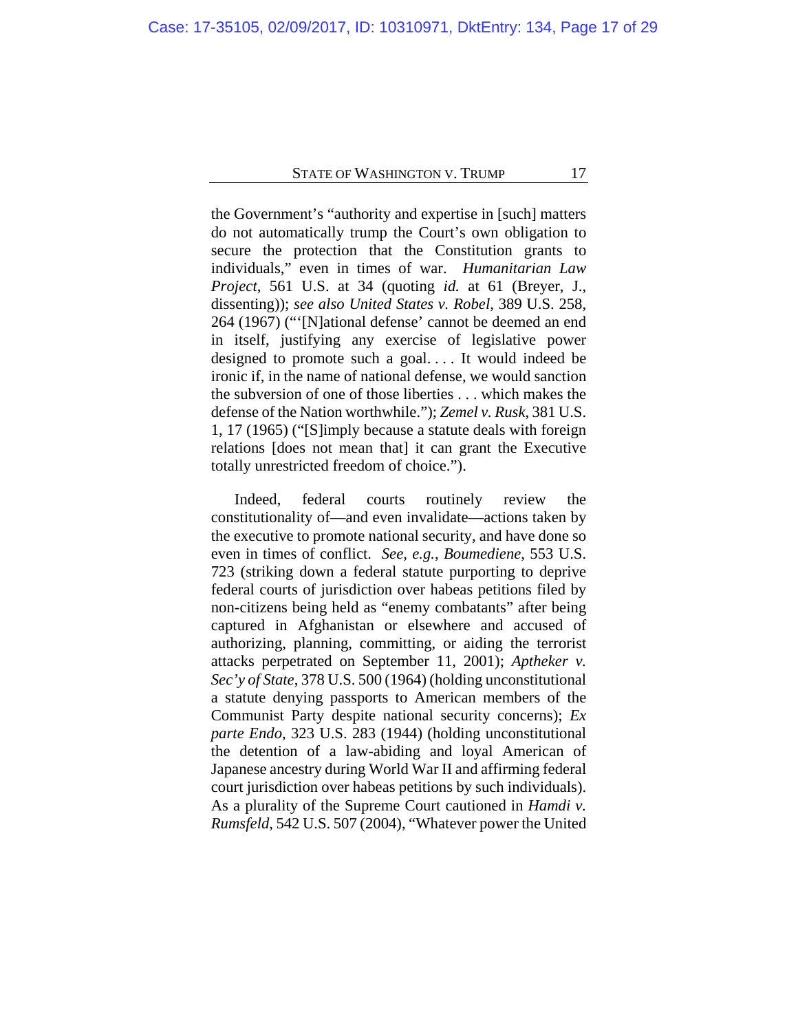the Government's "authority and expertise in [such] matters do not automatically trump the Court's own obligation to secure the protection that the Constitution grants to individuals," even in times of war. *Humanitarian Law Project*, 561 U.S. at 34 (quoting *id.* at 61 (Breyer, J., dissenting)); *see also United States v. Robel*, 389 U.S. 258, 264 (1967) ("'[N]ational defense' cannot be deemed an end in itself, justifying any exercise of legislative power designed to promote such a goal. . . . It would indeed be ironic if, in the name of national defense, we would sanction the subversion of one of those liberties . . . which makes the defense of the Nation worthwhile."); *Zemel v. Rusk*, 381 U.S. 1, 17 (1965) ("[S]imply because a statute deals with foreign relations [does not mean that] it can grant the Executive totally unrestricted freedom of choice.").

Indeed, federal courts routinely review the constitutionality of—and even invalidate—actions taken by the executive to promote national security, and have done so even in times of conflict. *See, e.g.*, *Boumediene*, 553 U.S. 723 (striking down a federal statute purporting to deprive federal courts of jurisdiction over habeas petitions filed by non-citizens being held as "enemy combatants" after being captured in Afghanistan or elsewhere and accused of authorizing, planning, committing, or aiding the terrorist attacks perpetrated on September 11, 2001); *Aptheker v. Sec'y of State*, 378 U.S. 500 (1964) (holding unconstitutional a statute denying passports to American members of the Communist Party despite national security concerns); *Ex parte Endo*, 323 U.S. 283 (1944) (holding unconstitutional the detention of a law-abiding and loyal American of Japanese ancestry during World War II and affirming federal court jurisdiction over habeas petitions by such individuals). As a plurality of the Supreme Court cautioned in *Hamdi v. Rumsfeld*, 542 U.S. 507 (2004), "Whatever power the United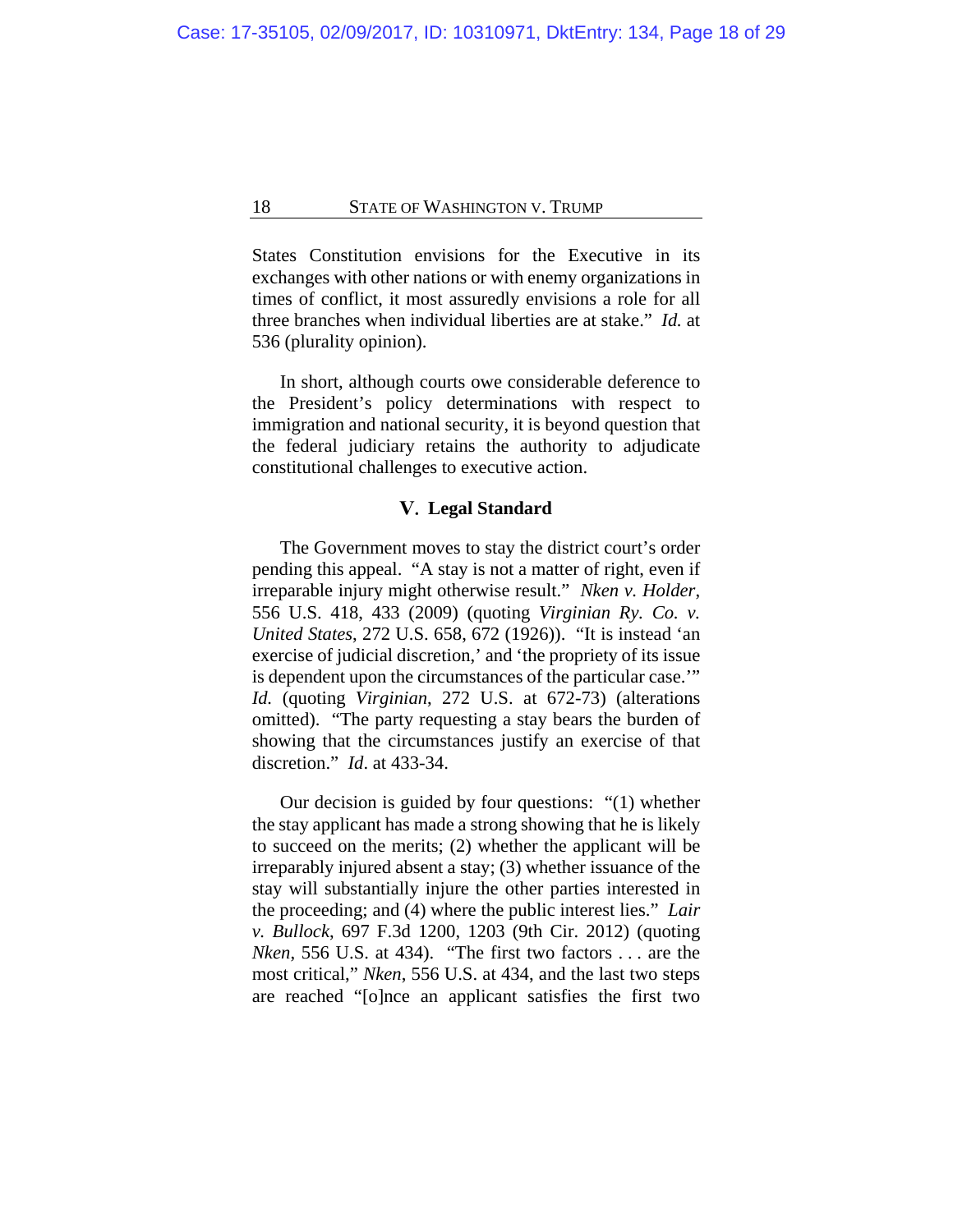States Constitution envisions for the Executive in its exchanges with other nations or with enemy organizations in times of conflict, it most assuredly envisions a role for all three branches when individual liberties are at stake." *Id.* at 536 (plurality opinion).

In short, although courts owe considerable deference to the President's policy determinations with respect to immigration and national security, it is beyond question that the federal judiciary retains the authority to adjudicate constitutional challenges to executive action.

## V. Legal Standard

The Government moves to stay the district court's order pending this appeal. "A stay is not a matter of right, even if irreparable injury might otherwise result." *Nken v. Holder*, 556 U.S. 418, 433 (2009) (quoting *Virginian Ry. Co. v. United States*, 272 U.S. 658, 672 (1926)). "It is instead 'an exercise of judicial discretion,' and 'the propriety of its issue is dependent upon the circumstances of the particular case.'" *Id.* (quoting *Virginian*, 272 U.S. at 672-73) (alterations omitted). "The party requesting a stay bears the burden of showing that the circumstances justify an exercise of that discretion." *Id*. at 433-34.

Our decision is guided by four questions: "(1) whether the stay applicant has made a strong showing that he is likely to succeed on the merits; (2) whether the applicant will be irreparably injured absent a stay; (3) whether issuance of the stay will substantially injure the other parties interested in the proceeding; and (4) where the public interest lies." *Lair v. Bullock*, 697 F.3d 1200, 1203 (9th Cir. 2012) (quoting *Nken*, 556 U.S. at 434). "The first two factors . . . are the most critical," *Nken*, 556 U.S. at 434, and the last two steps are reached "[o]nce an applicant satisfies the first two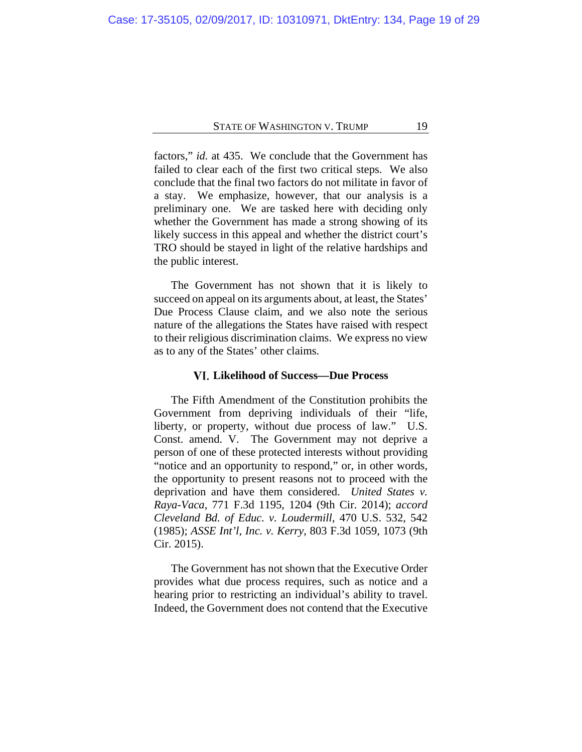factors," *id.* at 435. We conclude that the Government has failed to clear each of the first two critical steps. We also conclude that the final two factors do not militate in favor of a stay. We emphasize, however, that our analysis is a preliminary one. We are tasked here with deciding only whether the Government has made a strong showing of its likely success in this appeal and whether the district court's TRO should be stayed in light of the relative hardships and the public interest.

The Government has not shown that it is likely to succeed on appeal on its arguments about, at least, the States' Due Process Clause claim, and we also note the serious nature of the allegations the States have raised with respect to their religious discrimination claims. We express no view as to any of the States' other claims.

### VI. Likelihood of Success—Due Process

The Fifth Amendment of the Constitution prohibits the Government from depriving individuals of their "life, liberty, or property, without due process of law." U.S. Const. amend. V. The Government may not deprive a person of one of these protected interests without providing "notice and an opportunity to respond," or, in other words, the opportunity to present reasons not to proceed with the deprivation and have them considered. *United States v. Raya-Vaca*, 771 F.3d 1195, 1204 (9th Cir. 2014); *accord Cleveland Bd. of Educ. v. Loudermill*, 470 U.S. 532, 542 (1985); *ASSE Int'l, Inc. v. Kerry*, 803 F.3d 1059, 1073 (9th Cir. 2015).

The Government has not shown that the Executive Order provides what due process requires, such as notice and a hearing prior to restricting an individual's ability to travel. Indeed, the Government does not contend that the Executive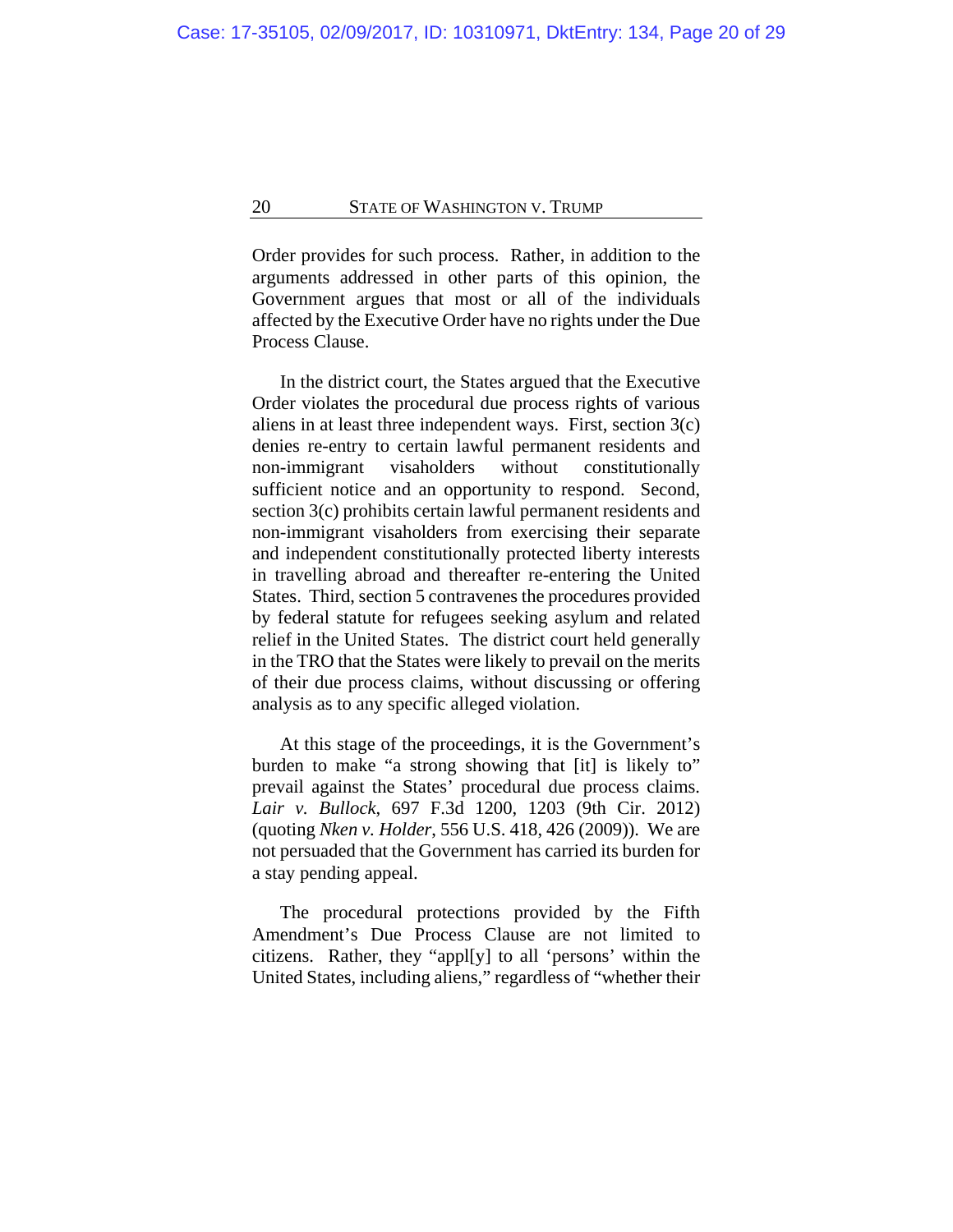Order provides for such process. Rather, in addition to the arguments addressed in other parts of this opinion, the Government argues that most or all of the individuals affected by the Executive Order have no rights under the Due Process Clause.

In the district court, the States argued that the Executive Order violates the procedural due process rights of various aliens in at least three independent ways. First, section 3(c) denies re-entry to certain lawful permanent residents and non-immigrant visaholders without constitutionally sufficient notice and an opportunity to respond. Second, section 3(c) prohibits certain lawful permanent residents and non-immigrant visaholders from exercising their separate and independent constitutionally protected liberty interests in travelling abroad and thereafter re-entering the United States. Third, section 5 contravenes the procedures provided by federal statute for refugees seeking asylum and related relief in the United States. The district court held generally in the TRO that the States were likely to prevail on the merits of their due process claims, without discussing or offering analysis as to any specific alleged violation.

At this stage of the proceedings, it is the Government's burden to make "a strong showing that [it] is likely to" prevail against the States' procedural due process claims. *Lair v. Bullock*, 697 F.3d 1200, 1203 (9th Cir. 2012) (quoting *Nken v. Holder*, 556 U.S. 418, 426 (2009)). We are not persuaded that the Government has carried its burden for a stay pending appeal.

The procedural protections provided by the Fifth Amendment's Due Process Clause are not limited to citizens. Rather, they "appl[y] to all 'persons' within the United States, including aliens," regardless of "whether their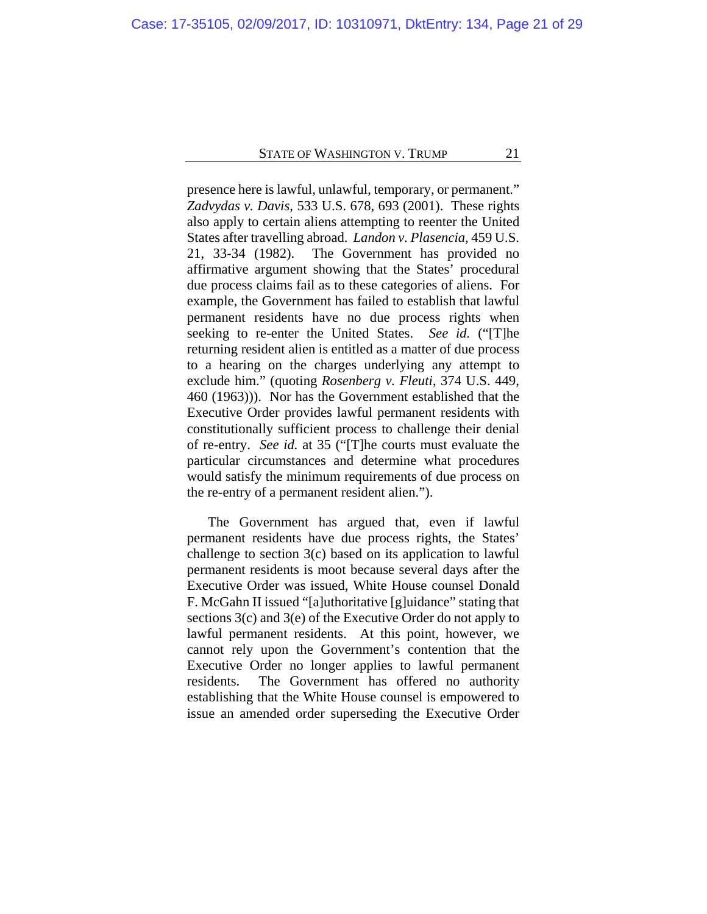presence here is lawful, unlawful, temporary, or permanent." *Zadvydas v. Davis*, 533 U.S. 678, 693 (2001). These rights also apply to certain aliens attempting to reenter the United States after travelling abroad. *Landon v. Plasencia*, 459 U.S. 21, 33-34 (1982). The Government has provided no affirmative argument showing that the States' procedural due process claims fail as to these categories of aliens. For example, the Government has failed to establish that lawful permanent residents have no due process rights when seeking to re-enter the United States. *See id.* ("[T]he returning resident alien is entitled as a matter of due process to a hearing on the charges underlying any attempt to exclude him." (quoting *Rosenberg v. Fleuti*, 374 U.S. 449, 460 (1963))). Nor has the Government established that the Executive Order provides lawful permanent residents with constitutionally sufficient process to challenge their denial of re-entry. *See id.* at 35 ("[T]he courts must evaluate the particular circumstances and determine what procedures would satisfy the minimum requirements of due process on the re-entry of a permanent resident alien.").

The Government has argued that, even if lawful permanent residents have due process rights, the States' challenge to section 3(c) based on its application to lawful permanent residents is moot because several days after the Executive Order was issued, White House counsel Donald F. McGahn II issued "[a]uthoritative [g]uidance" stating that sections 3(c) and 3(e) of the Executive Order do not apply to lawful permanent residents. At this point, however, we cannot rely upon the Government's contention that the Executive Order no longer applies to lawful permanent residents. The Government has offered no authority establishing that the White House counsel is empowered to issue an amended order superseding the Executive Order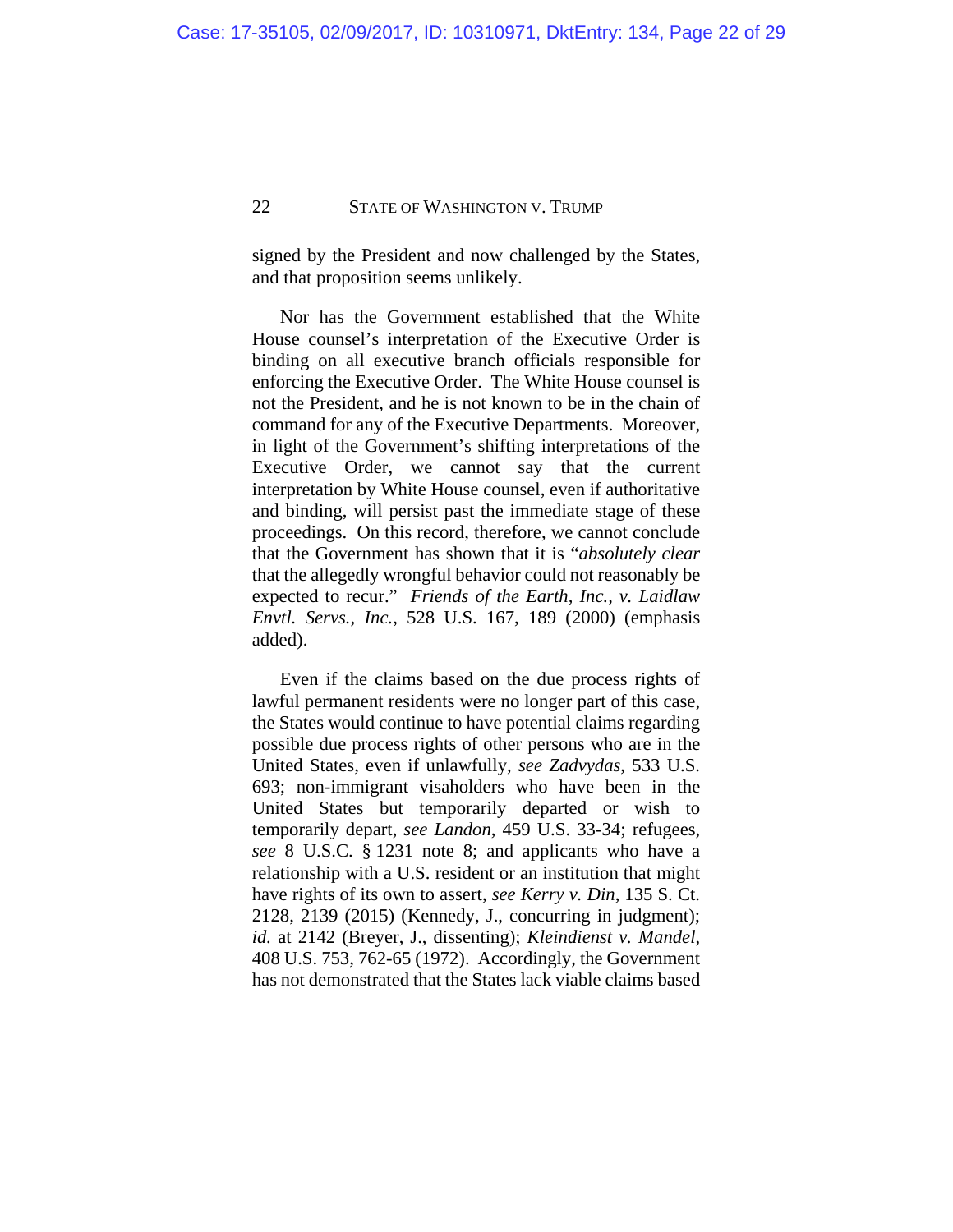signed by the President and now challenged by the States, and that proposition seems unlikely.

Nor has the Government established that the White House counsel's interpretation of the Executive Order is binding on all executive branch officials responsible for enforcing the Executive Order. The White House counsel is not the President, and he is not known to be in the chain of command for any of the Executive Departments. Moreover, in light of the Government's shifting interpretations of the Executive Order, we cannot say that the current interpretation by White House counsel, even if authoritative and binding, will persist past the immediate stage of these proceedings. On this record, therefore, we cannot conclude that the Government has shown that it is "*absolutely clear* that the allegedly wrongful behavior could not reasonably be expected to recur." *Friends of the Earth, Inc., v. Laidlaw Envtl. Servs., Inc.*, 528 U.S. 167, 189 (2000) (emphasis added).

Even if the claims based on the due process rights of lawful permanent residents were no longer part of this case, the States would continue to have potential claims regarding possible due process rights of other persons who are in the United States, even if unlawfully, *see Zadvydas*, 533 U.S. 693; non-immigrant visaholders who have been in the United States but temporarily departed or wish to temporarily depart, *see Landon*, 459 U.S. 33-34; refugees, *see* 8 U.S.C. § 1231 note 8; and applicants who have a relationship with a U.S. resident or an institution that might have rights of its own to assert, *see Kerry v. Din*, 135 S. Ct. 2128, 2139 (2015) (Kennedy, J., concurring in judgment); *id.* at 2142 (Breyer, J., dissenting); *Kleindienst v. Mandel*, 408 U.S. 753, 762-65 (1972). Accordingly, the Government has not demonstrated that the States lack viable claims based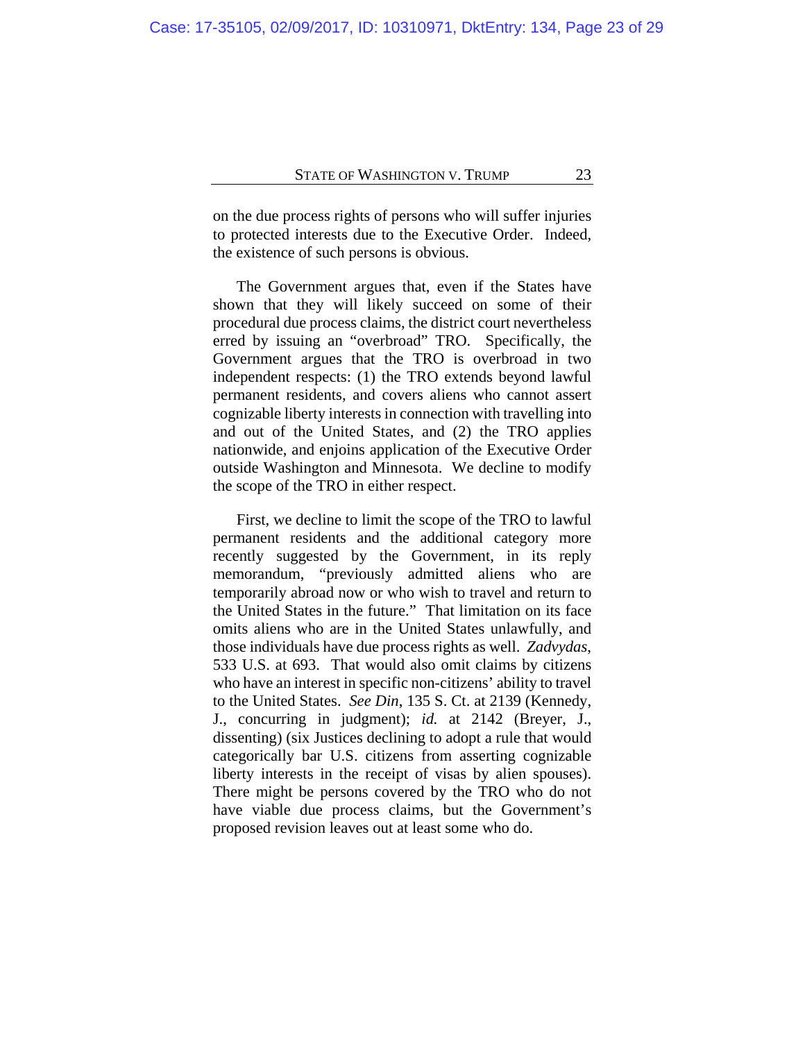on the due process rights of persons who will suffer injuries to protected interests due to the Executive Order. Indeed, the existence of such persons is obvious.

The Government argues that, even if the States have shown that they will likely succeed on some of their procedural due process claims, the district court nevertheless erred by issuing an "overbroad" TRO. Specifically, the Government argues that the TRO is overbroad in two independent respects: (1) the TRO extends beyond lawful permanent residents, and covers aliens who cannot assert cognizable liberty interests in connection with travelling into and out of the United States, and (2) the TRO applies nationwide, and enjoins application of the Executive Order outside Washington and Minnesota. We decline to modify the scope of the TRO in either respect.

First, we decline to limit the scope of the TRO to lawful permanent residents and the additional category more recently suggested by the Government, in its reply memorandum, "previously admitted aliens who are temporarily abroad now or who wish to travel and return to the United States in the future." That limitation on its face omits aliens who are in the United States unlawfully, and those individuals have due process rights as well. *Zadvydas*, 533 U.S. at 693. That would also omit claims by citizens who have an interest in specific non-citizens' ability to travel to the United States. *See Din*, 135 S. Ct. at 2139 (Kennedy, J., concurring in judgment); *id.* at 2142 (Breyer, J., dissenting) (six Justices declining to adopt a rule that would categorically bar U.S. citizens from asserting cognizable liberty interests in the receipt of visas by alien spouses). There might be persons covered by the TRO who do not have viable due process claims, but the Government's proposed revision leaves out at least some who do.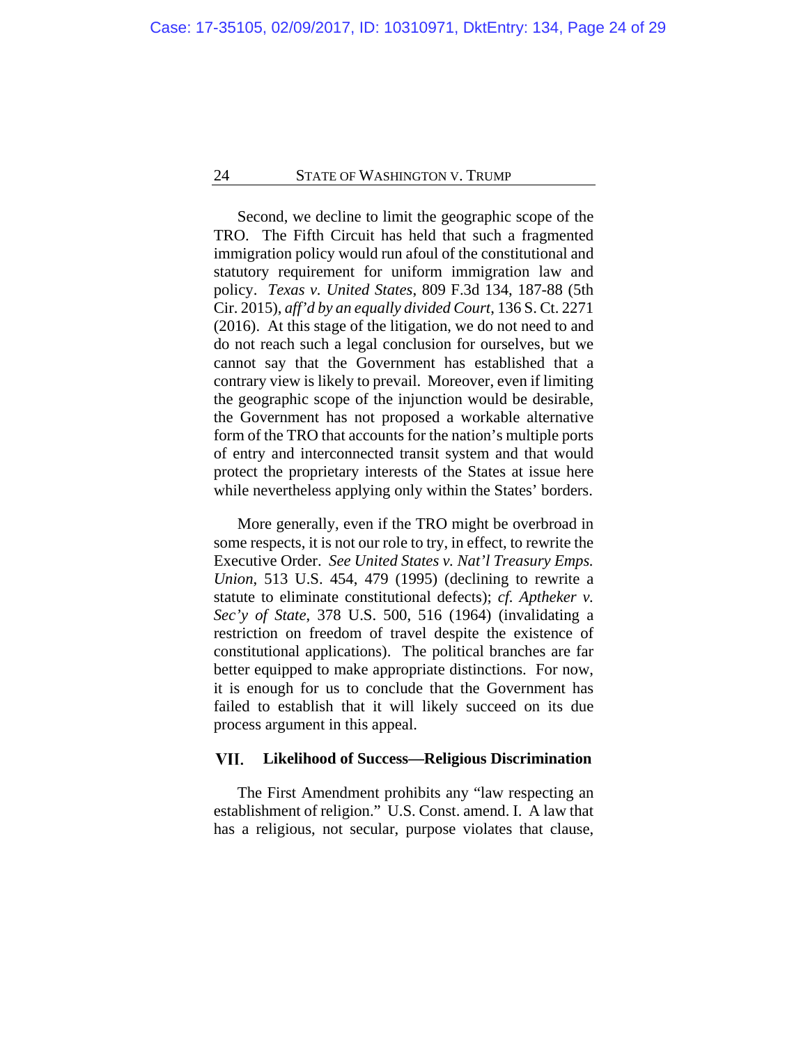Second, we decline to limit the geographic scope of the TRO. The Fifth Circuit has held that such a fragmented immigration policy would run afoul of the constitutional and statutory requirement for uniform immigration law and policy. *Texas v. United States*, 809 F.3d 134, 187-88 (5th Cir. 2015), *aff'd by an equally divided Court*, 136 S. Ct. 2271 (2016). At this stage of the litigation, we do not need to and do not reach such a legal conclusion for ourselves, but we cannot say that the Government has established that a contrary view is likely to prevail. Moreover, even if limiting the geographic scope of the injunction would be desirable, the Government has not proposed a workable alternative form of the TRO that accounts for the nation's multiple ports of entry and interconnected transit system and that would protect the proprietary interests of the States at issue here while nevertheless applying only within the States' borders.

More generally, even if the TRO might be overbroad in some respects, it is not our role to try, in effect, to rewrite the Executive Order. *See United States v. Nat'l Treasury Emps. Union*, 513 U.S. 454, 479 (1995) (declining to rewrite a statute to eliminate constitutional defects); *cf. Aptheker v. Sec'y of State*, 378 U.S. 500, 516 (1964) (invalidating a restriction on freedom of travel despite the existence of constitutional applications). The political branches are far better equipped to make appropriate distinctions. For now, it is enough for us to conclude that the Government has failed to establish that it will likely succeed on its due process argument in this appeal.

## VII. Likelihood of Success—Religious Discrimination

The First Amendment prohibits any "law respecting an establishment of religion." U.S. Const. amend. I. A law that has a religious, not secular, purpose violates that clause,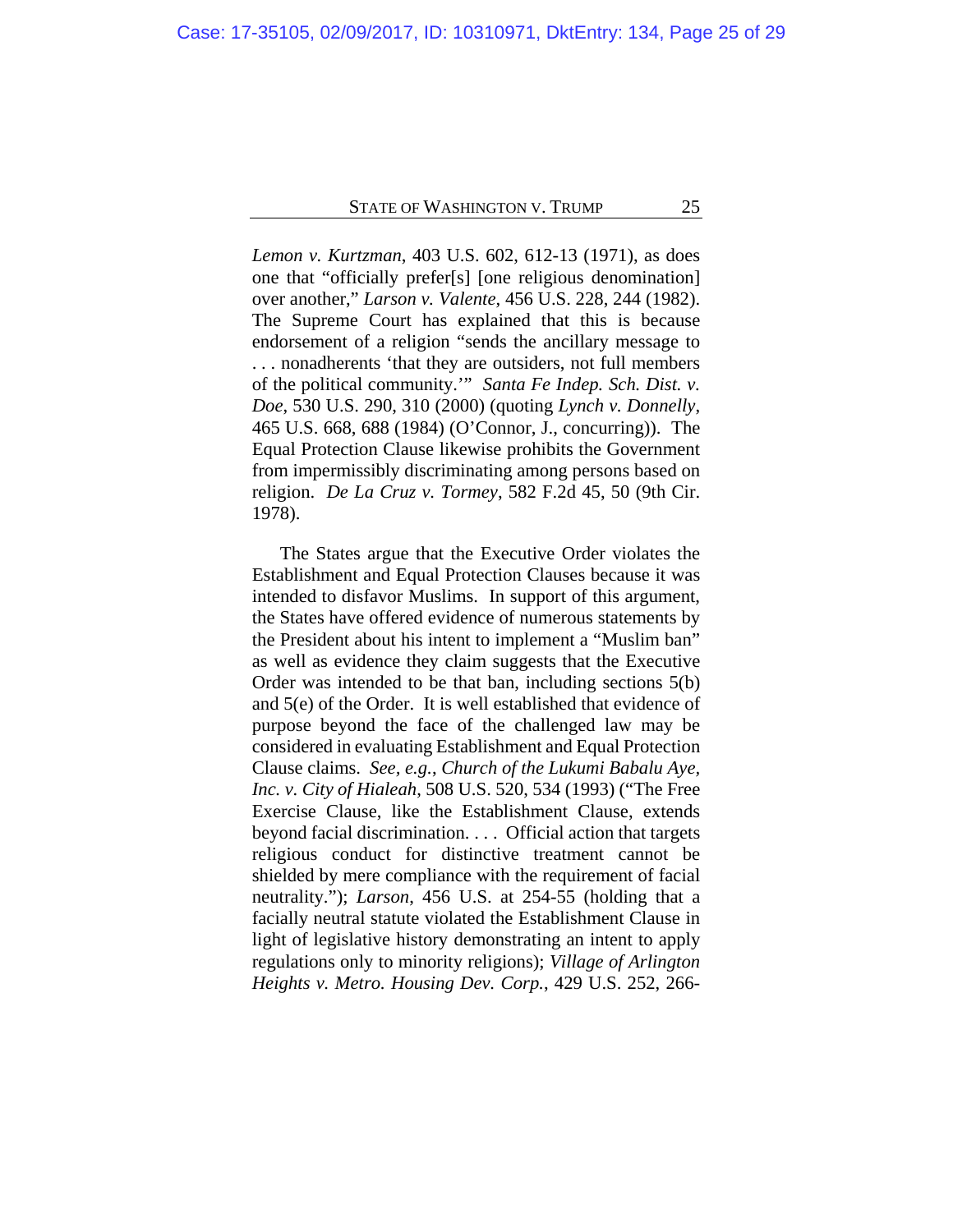*Lemon v. Kurtzman*, 403 U.S. 602, 612-13 (1971), as does one that "officially prefer[s] [one religious denomination] over another," *Larson v. Valente*, 456 U.S. 228, 244 (1982). The Supreme Court has explained that this is because endorsement of a religion "sends the ancillary message to . . . nonadherents 'that they are outsiders, not full members of the political community.'" *Santa Fe Indep. Sch. Dist. v. Doe*, 530 U.S. 290, 310 (2000) (quoting *Lynch v. Donnelly*, 465 U.S. 668, 688 (1984) (O'Connor, J., concurring)). The Equal Protection Clause likewise prohibits the Government from impermissibly discriminating among persons based on religion. *De La Cruz v. Tormey*, 582 F.2d 45, 50 (9th Cir. 1978).

The States argue that the Executive Order violates the Establishment and Equal Protection Clauses because it was intended to disfavor Muslims. In support of this argument, the States have offered evidence of numerous statements by the President about his intent to implement a "Muslim ban" as well as evidence they claim suggests that the Executive Order was intended to be that ban, including sections 5(b) and 5(e) of the Order. It is well established that evidence of purpose beyond the face of the challenged law may be considered in evaluating Establishment and Equal Protection Clause claims. *See, e.g.*, *Church of the Lukumi Babalu Aye, Inc. v. City of Hialeah*, 508 U.S. 520, 534 (1993) ("The Free Exercise Clause, like the Establishment Clause, extends beyond facial discrimination. . . . Official action that targets religious conduct for distinctive treatment cannot be shielded by mere compliance with the requirement of facial neutrality."); *Larson*, 456 U.S. at 254-55 (holding that a facially neutral statute violated the Establishment Clause in light of legislative history demonstrating an intent to apply regulations only to minority religions); *Village of Arlington Heights v. Metro. Housing Dev. Corp.*, 429 U.S. 252, 266-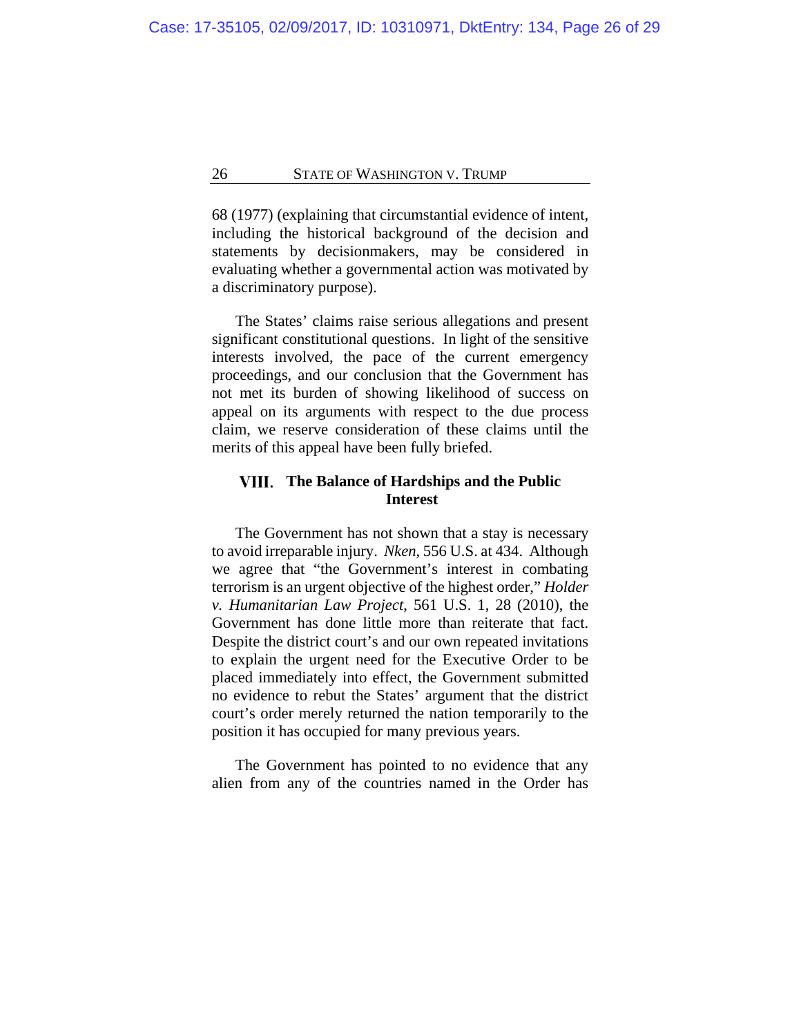68 (1977) (explaining that circumstantial evidence of intent, including the historical background of the decision and statements by decisionmakers, may be considered in evaluating whether a governmental action was motivated by a discriminatory purpose).

The States' claims raise serious allegations and present significant constitutional questions. In light of the sensitive interests involved, the pace of the current emergency proceedings, and our conclusion that the Government has not met its burden of showing likelihood of success on appeal on its arguments with respect to the due process claim, we reserve consideration of these claims until the merits of this appeal have been fully briefed.

## VIII. The Balance of Hardships and the Public Interest

The Government has not shown that a stay is necessary to avoid irreparable injury. *Nken*, 556 U.S. at 434. Although we agree that "the Government's interest in combating terrorism is an urgent objective of the highest order," *Holder v. Humanitarian Law Project*, 561 U.S. 1, 28 (2010), the Government has done little more than reiterate that fact. Despite the district court's and our own repeated invitations to explain the urgent need for the Executive Order to be placed immediately into effect, the Government submitted no evidence to rebut the States' argument that the district court's order merely returned the nation temporarily to the position it has occupied for many previous years.

The Government has pointed to no evidence that any alien from any of the countries named in the Order has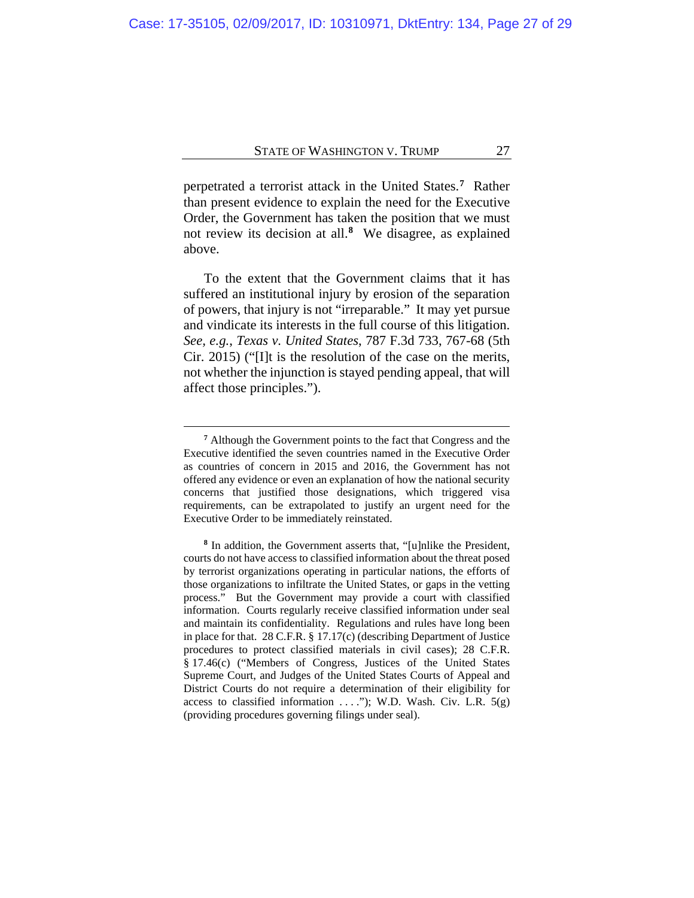perpetrated a terrorist attack in the United States.[7] Rather than present evidence to explain the need for the Executive Order, the Government has taken the position that we must not review its decision at all.[8] We disagree, as explained above.

To the extent that the Government claims that it has suffered an institutional injury by erosion of the separation of powers, that injury is not "irreparable." It may yet pursue and vindicate its interests in the full course of this litigation. *See, e.g.*, *Texas v. United States*, 787 F.3d 733, 767-68 (5th Cir. 2015) ("[I]t is the resolution of the case on the merits, not whether the injunction is stayed pending appeal, that will affect those principles.").

---

[7] Although the Government points to the fact that Congress and the Executive identified the seven countries named in the Executive Order as countries of concern in 2015 and 2016, the Government has not offered any evidence or even an explanation of how the national security concerns that justified those designations, which triggered visa requirements, can be extrapolated to justify an urgent need for the Executive Order to be immediately reinstated.

[8] In addition, the Government asserts that, "[u]nlike the President, courts do not have access to classified information about the threat posed by terrorist organizations operating in particular nations, the efforts of those organizations to infiltrate the United States, or gaps in the vetting process." But the Government may provide a court with classified information. Courts regularly receive classified information under seal and maintain its confidentiality. Regulations and rules have long been in place for that. 28 C.F.R. § 17.17(c) (describing Department of Justice procedures to protect classified materials in civil cases); 28 C.F.R. § 17.46(c) ("Members of Congress, Justices of the United States Supreme Court, and Judges of the United States Courts of Appeal and District Courts do not require a determination of their eligibility for access to classified information . . . ."); W.D. Wash. Civ. L.R. 5(g) (providing procedures governing filings under seal).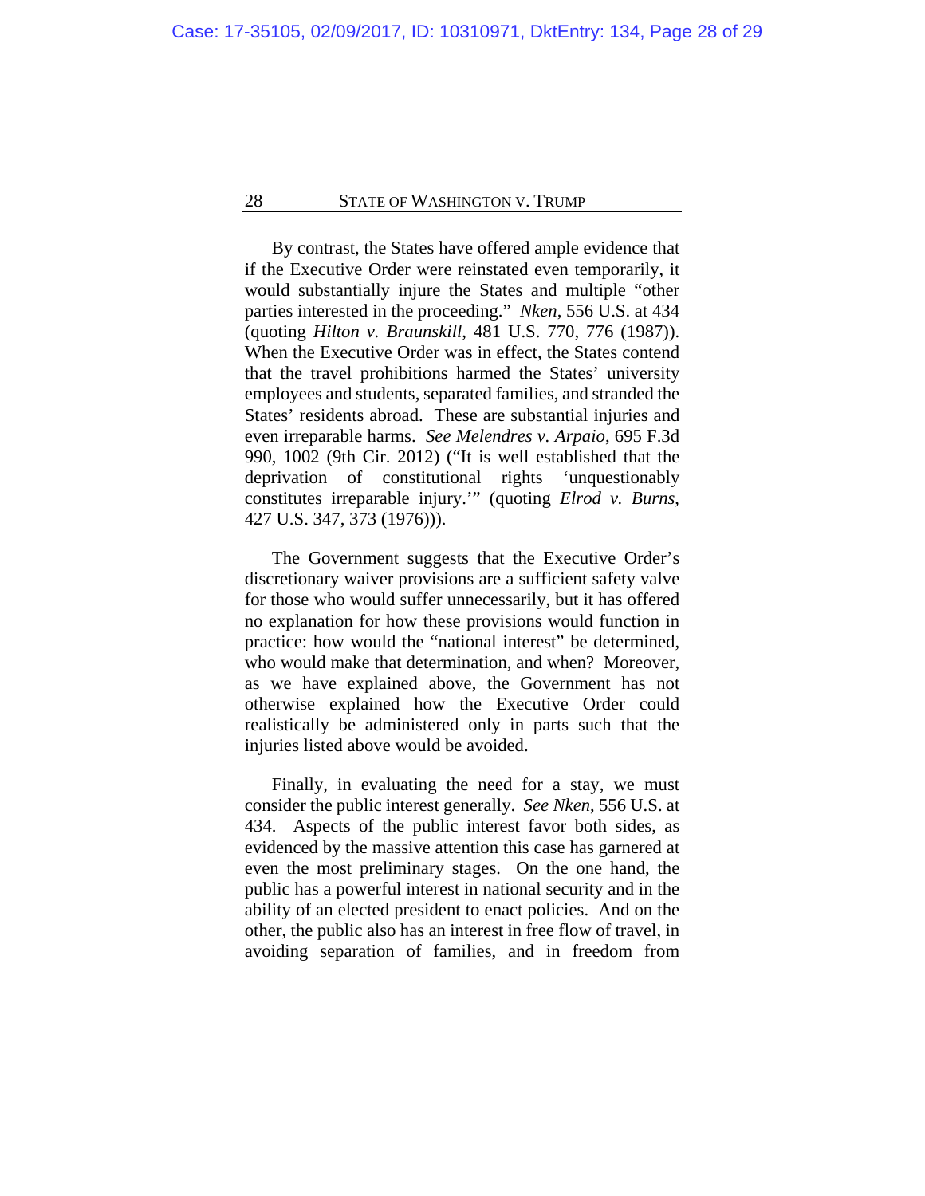By contrast, the States have offered ample evidence that if the Executive Order were reinstated even temporarily, it would substantially injure the States and multiple "other parties interested in the proceeding." *Nken*, 556 U.S. at 434 (quoting *Hilton v. Braunskill*, 481 U.S. 770, 776 (1987)). When the Executive Order was in effect, the States contend that the travel prohibitions harmed the States' university employees and students, separated families, and stranded the States' residents abroad. These are substantial injuries and even irreparable harms. *See Melendres v. Arpaio*, 695 F.3d 990, 1002 (9th Cir. 2012) ("It is well established that the deprivation of constitutional rights 'unquestionably constitutes irreparable injury.'" (quoting *Elrod v. Burns*, 427 U.S. 347, 373 (1976))).

The Government suggests that the Executive Order's discretionary waiver provisions are a sufficient safety valve for those who would suffer unnecessarily, but it has offered no explanation for how these provisions would function in practice: how would the "national interest" be determined, who would make that determination, and when? Moreover, as we have explained above, the Government has not otherwise explained how the Executive Order could realistically be administered only in parts such that the injuries listed above would be avoided.

Finally, in evaluating the need for a stay, we must consider the public interest generally. *See Nken*, 556 U.S. at 434. Aspects of the public interest favor both sides, as evidenced by the massive attention this case has garnered at even the most preliminary stages. On the one hand, the public has a powerful interest in national security and in the ability of an elected president to enact policies. And on the other, the public also has an interest in free flow of travel, in avoiding separation of families, and in freedom from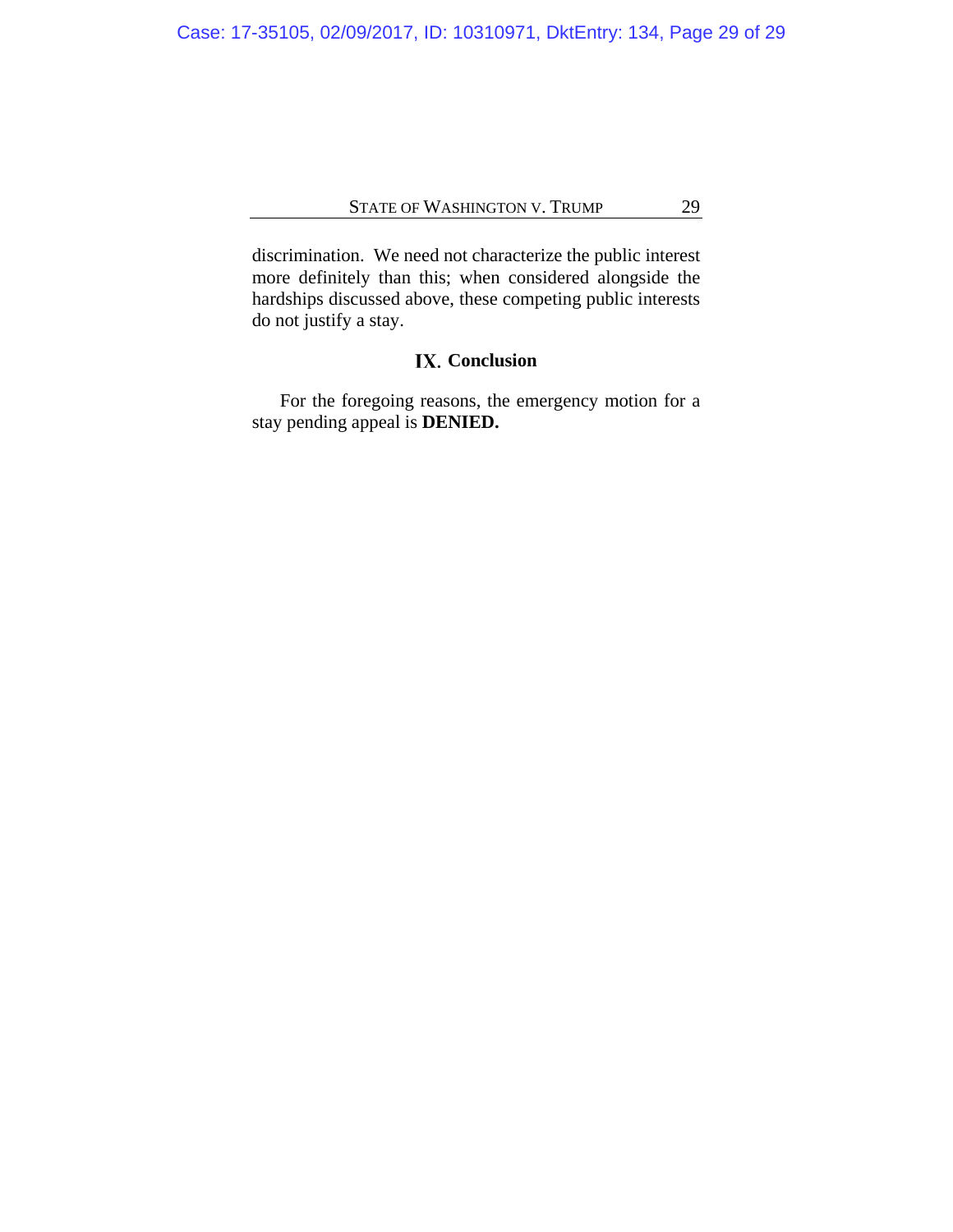discrimination. We need not characterize the public interest more definitely than this; when considered alongside the hardships discussed above, these competing public interests do not justify a stay.

## IX. Conclusion

For the foregoing reasons, the emergency motion for a stay pending appeal is **DENIED.**